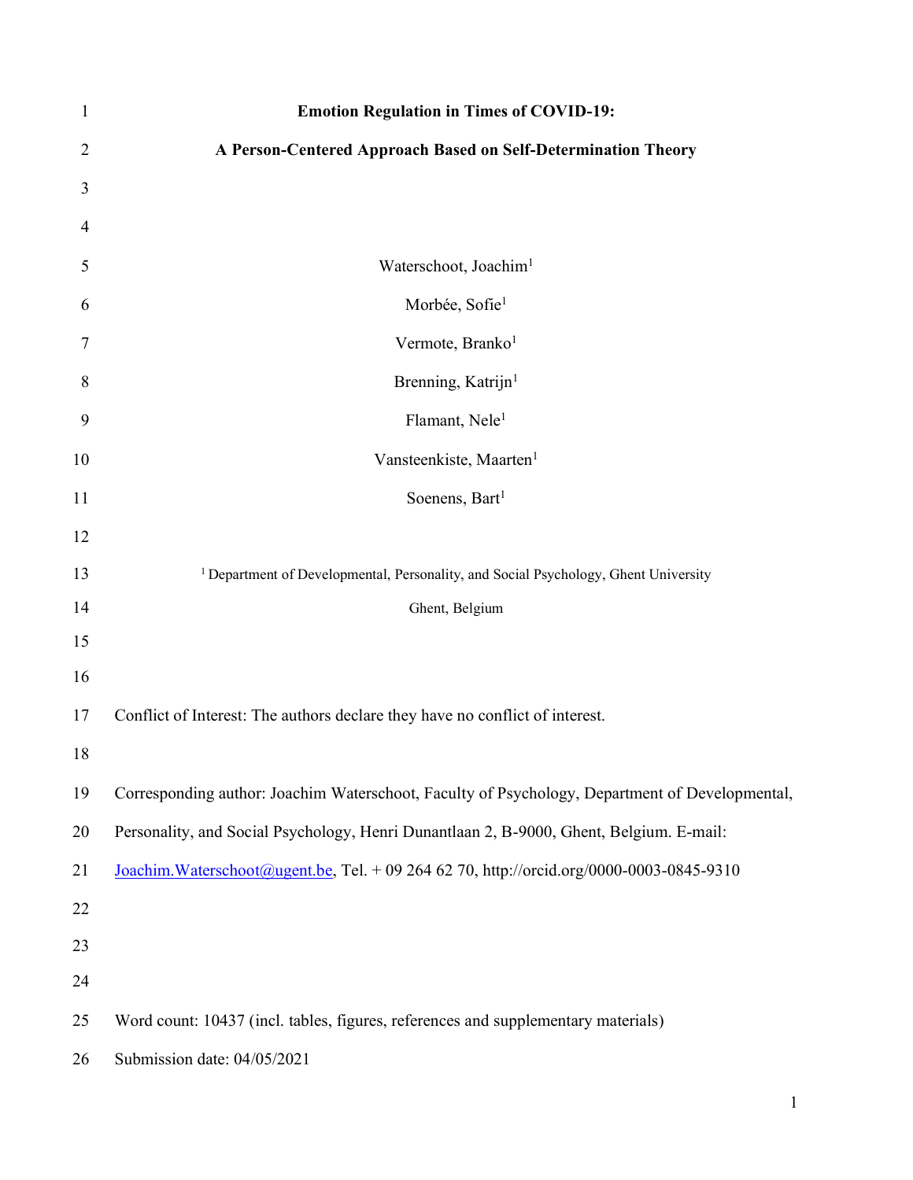# Emotion Regulation in Times of COVID-19:

# A Person-Centered Approach Based on Self-Determination Theory

Waterschoot, Joachim[1]

Morbée, Sofie[1]

Vermote, Branko[1]

Brenning, Katrijn[1]

Flamant, Nele[1]

Vansteenkiste, Maarten[1]

Soenens, Bart[1]

[1] Department of Developmental, Personality, and Social Psychology, Ghent University

Ghent, Belgium

Conflict of Interest: The authors declare they have no conflict of interest.

Corresponding author: Joachim Waterschoot, Faculty of Psychology, Department of Developmental, Personality, and Social Psychology, Henri Dunantlaan 2, B-9000, Ghent, Belgium. E-mail: Joachim.Waterschoot@ugent.be, Tel. + 09 264 62 70, http://orcid.org/0000-0003-0845-9310

Word count: 10437 (incl. tables, figures, references and supplementary materials)

Submission date: 04/05/2021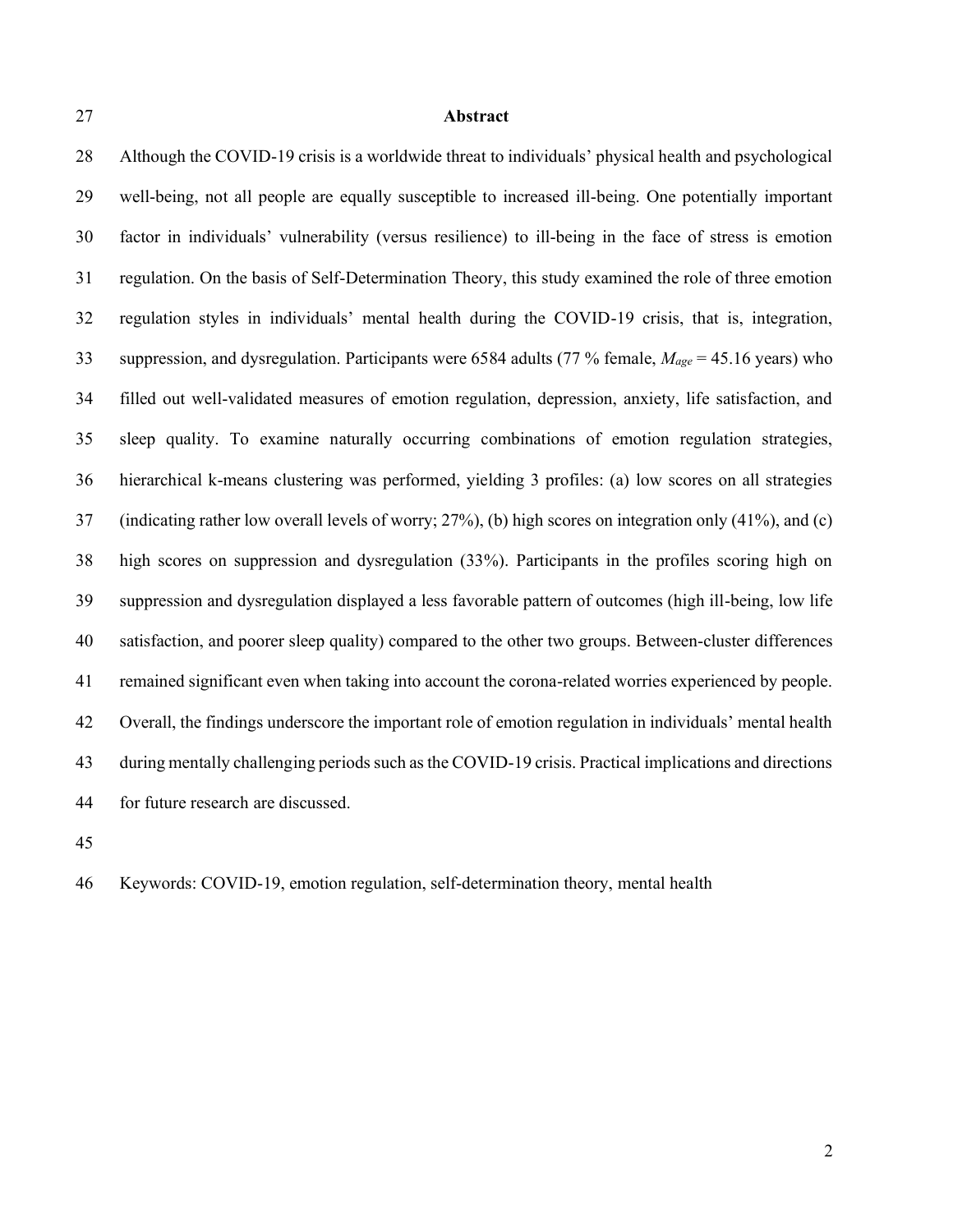## Abstract

Although the COVID-19 crisis is a worldwide threat to individuals' physical health and psychological well-being, not all people are equally susceptible to increased ill-being. One potentially important factor in individuals' vulnerability (versus resilience) to ill-being in the face of stress is emotion regulation. On the basis of Self-Determination Theory, this study examined the role of three emotion regulation styles in individuals' mental health during the COVID-19 crisis, that is, integration, suppression, and dysregulation. Participants were 6584 adults (77 % female, $M_{age}$ = 45.16 years) who filled out well-validated measures of emotion regulation, depression, anxiety, life satisfaction, and sleep quality. To examine naturally occurring combinations of emotion regulation strategies, hierarchical k-means clustering was performed, yielding 3 profiles: (a) low scores on all strategies (indicating rather low overall levels of worry; 27%), (b) high scores on integration only (41%), and (c) high scores on suppression and dysregulation (33%). Participants in the profiles scoring high on suppression and dysregulation displayed a less favorable pattern of outcomes (high ill-being, low life satisfaction, and poorer sleep quality) compared to the other two groups. Between-cluster differences remained significant even when taking into account the corona-related worries experienced by people. Overall, the findings underscore the important role of emotion regulation in individuals' mental health during mentally challenging periods such as the COVID-19 crisis. Practical implications and directions for future research are discussed.

Keywords: COVID-19, emotion regulation, self-determination theory, mental health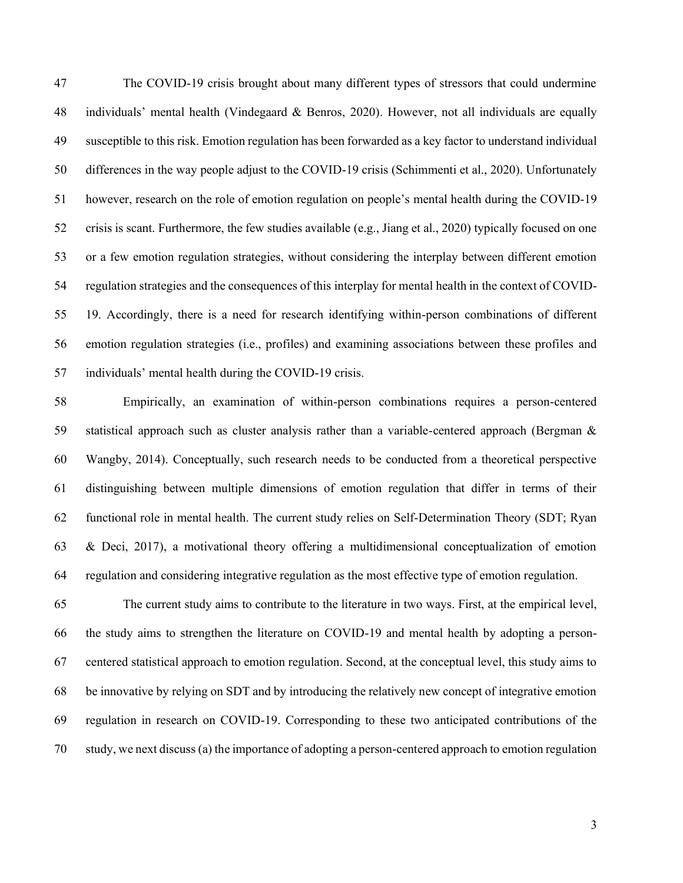The COVID-19 crisis brought about many different types of stressors that could undermine individuals' mental health (Vindegaard & Benros, 2020). However, not all individuals are equally susceptible to this risk. Emotion regulation has been forwarded as a key factor to understand individual differences in the way people adjust to the COVID-19 crisis (Schimmenti et al., 2020). Unfortunately however, research on the role of emotion regulation on people's mental health during the COVID-19 crisis is scant. Furthermore, the few studies available (e.g., Jiang et al., 2020) typically focused on one or a few emotion regulation strategies, without considering the interplay between different emotion regulation strategies and the consequences of this interplay for mental health in the context of COVID-19. Accordingly, there is a need for research identifying within-person combinations of different emotion regulation strategies (i.e., profiles) and examining associations between these profiles and individuals' mental health during the COVID-19 crisis.

Empirically, an examination of within-person combinations requires a person-centered statistical approach such as cluster analysis rather than a variable-centered approach (Bergman & Wangby, 2014). Conceptually, such research needs to be conducted from a theoretical perspective distinguishing between multiple dimensions of emotion regulation that differ in terms of their functional role in mental health. The current study relies on Self-Determination Theory (SDT; Ryan & Deci, 2017), a motivational theory offering a multidimensional conceptualization of emotion regulation and considering integrative regulation as the most effective type of emotion regulation.

The current study aims to contribute to the literature in two ways. First, at the empirical level, the study aims to strengthen the literature on COVID-19 and mental health by adopting a person-centered statistical approach to emotion regulation. Second, at the conceptual level, this study aims to be innovative by relying on SDT and by introducing the relatively new concept of integrative emotion regulation in research on COVID-19. Corresponding to these two anticipated contributions of the study, we next discuss (a) the importance of adopting a person-centered approach to emotion regulation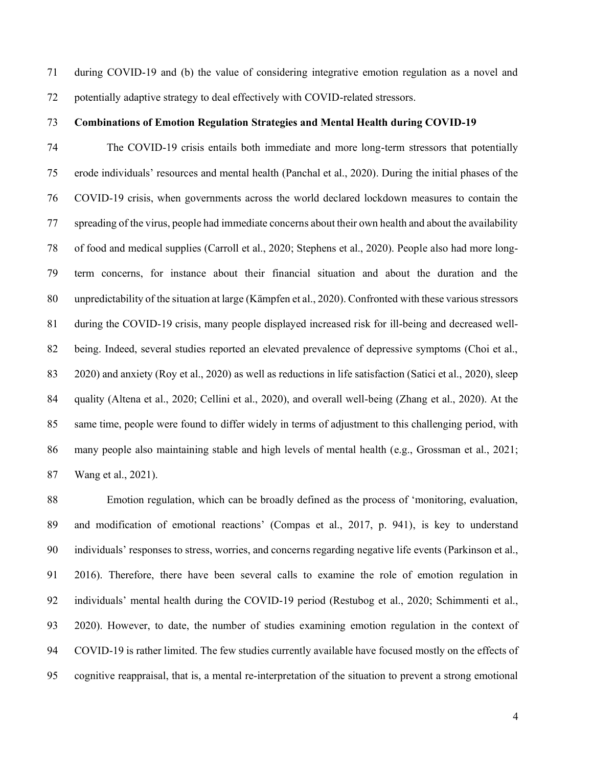during COVID-19 and (b) the value of considering integrative emotion regulation as a novel and potentially adaptive strategy to deal effectively with COVID-related stressors.

## Combinations of Emotion Regulation Strategies and Mental Health during COVID-19

The COVID-19 crisis entails both immediate and more long-term stressors that potentially erode individuals' resources and mental health (Panchal et al., 2020). During the initial phases of the COVID-19 crisis, when governments across the world declared lockdown measures to contain the spreading of the virus, people had immediate concerns about their own health and about the availability of food and medical supplies (Carroll et al., 2020; Stephens et al., 2020). People also had more long-term concerns, for instance about their financial situation and about the duration and the unpredictability of the situation at large (Kämpfen et al., 2020). Confronted with these various stressors during the COVID-19 crisis, many people displayed increased risk for ill-being and decreased well-being. Indeed, several studies reported an elevated prevalence of depressive symptoms (Choi et al., 2020) and anxiety (Roy et al., 2020) as well as reductions in life satisfaction (Satici et al., 2020), sleep quality (Altena et al., 2020; Cellini et al., 2020), and overall well-being (Zhang et al., 2020). At the same time, people were found to differ widely in terms of adjustment to this challenging period, with many people also maintaining stable and high levels of mental health (e.g., Grossman et al., 2021; Wang et al., 2021).

Emotion regulation, which can be broadly defined as the process of 'monitoring, evaluation, and modification of emotional reactions' (Compas et al., 2017, p. 941), is key to understand individuals' responses to stress, worries, and concerns regarding negative life events (Parkinson et al., 2016). Therefore, there have been several calls to examine the role of emotion regulation in individuals' mental health during the COVID-19 period (Restubog et al., 2020; Schimmenti et al., 2020). However, to date, the number of studies examining emotion regulation in the context of COVID-19 is rather limited. The few studies currently available have focused mostly on the effects of cognitive reappraisal, that is, a mental re-interpretation of the situation to prevent a strong emotional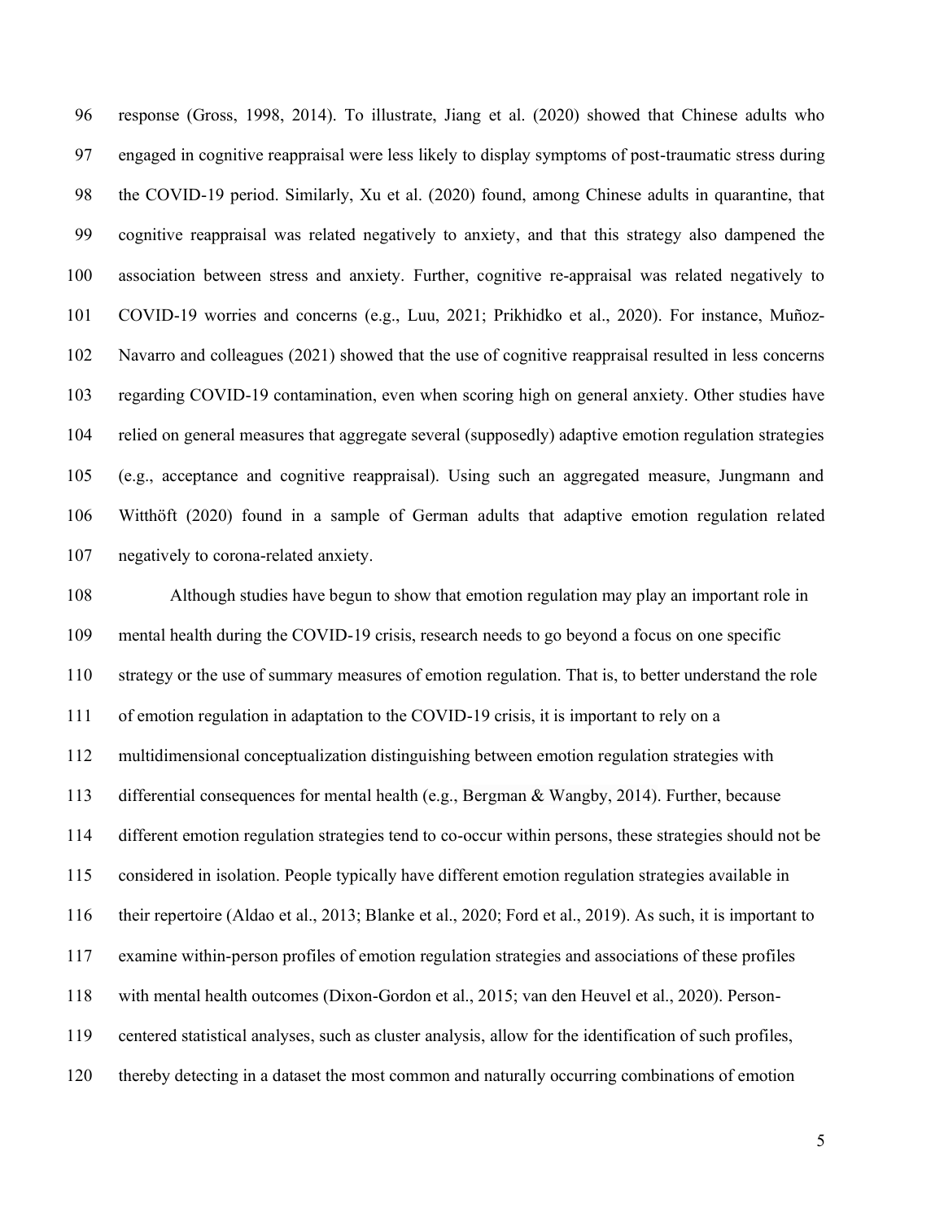response (Gross, 1998, 2014). To illustrate, Jiang et al. (2020) showed that Chinese adults who engaged in cognitive reappraisal were less likely to display symptoms of post-traumatic stress during the COVID-19 period. Similarly, Xu et al. (2020) found, among Chinese adults in quarantine, that cognitive reappraisal was related negatively to anxiety, and that this strategy also dampened the association between stress and anxiety. Further, cognitive re-appraisal was related negatively to COVID-19 worries and concerns (e.g., Luu, 2021; Prikhidko et al., 2020). For instance, Muñoz-Navarro and colleagues (2021) showed that the use of cognitive reappraisal resulted in less concerns regarding COVID-19 contamination, even when scoring high on general anxiety. Other studies have relied on general measures that aggregate several (supposedly) adaptive emotion regulation strategies (e.g., acceptance and cognitive reappraisal). Using such an aggregated measure, Jungmann and Witthöft (2020) found in a sample of German adults that adaptive emotion regulation related negatively to corona-related anxiety.

Although studies have begun to show that emotion regulation may play an important role in mental health during the COVID-19 crisis, research needs to go beyond a focus on one specific strategy or the use of summary measures of emotion regulation. That is, to better understand the role of emotion regulation in adaptation to the COVID-19 crisis, it is important to rely on a multidimensional conceptualization distinguishing between emotion regulation strategies with differential consequences for mental health (e.g., Bergman & Wangby, 2014). Further, because different emotion regulation strategies tend to co-occur within persons, these strategies should not be considered in isolation. People typically have different emotion regulation strategies available in their repertoire (Aldao et al., 2013; Blanke et al., 2020; Ford et al., 2019). As such, it is important to examine within-person profiles of emotion regulation strategies and associations of these profiles with mental health outcomes (Dixon-Gordon et al., 2015; van den Heuvel et al., 2020). Person-centered statistical analyses, such as cluster analysis, allow for the identification of such profiles, thereby detecting in a dataset the most common and naturally occurring combinations of emotion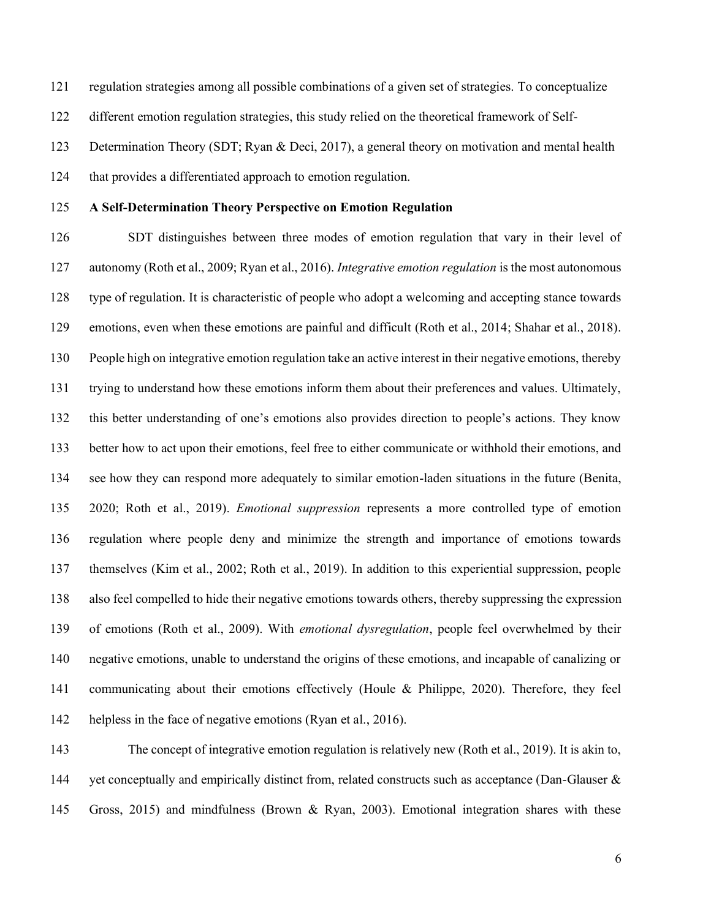regulation strategies among all possible combinations of a given set of strategies. To conceptualize different emotion regulation strategies, this study relied on the theoretical framework of Self-Determination Theory (SDT; Ryan & Deci, 2017), a general theory on motivation and mental health that provides a differentiated approach to emotion regulation.

## A Self-Determination Theory Perspective on Emotion Regulation

SDT distinguishes between three modes of emotion regulation that vary in their level of autonomy (Roth et al., 2009; Ryan et al., 2016). *Integrative emotion regulation* is the most autonomous type of regulation. It is characteristic of people who adopt a welcoming and accepting stance towards emotions, even when these emotions are painful and difficult (Roth et al., 2014; Shahar et al., 2018). People high on integrative emotion regulation take an active interest in their negative emotions, thereby trying to understand how these emotions inform them about their preferences and values. Ultimately, this better understanding of one's emotions also provides direction to people's actions. They know better how to act upon their emotions, feel free to either communicate or withhold their emotions, and see how they can respond more adequately to similar emotion-laden situations in the future (Benita, 2020; Roth et al., 2019). *Emotional suppression* represents a more controlled type of emotion regulation where people deny and minimize the strength and importance of emotions towards themselves (Kim et al., 2002; Roth et al., 2019). In addition to this experiential suppression, people also feel compelled to hide their negative emotions towards others, thereby suppressing the expression of emotions (Roth et al., 2009). With *emotional dysregulation*, people feel overwhelmed by their negative emotions, unable to understand the origins of these emotions, and incapable of canalizing or communicating about their emotions effectively (Houle & Philippe, 2020). Therefore, they feel helpless in the face of negative emotions (Ryan et al., 2016).

The concept of integrative emotion regulation is relatively new (Roth et al., 2019). It is akin to, yet conceptually and empirically distinct from, related constructs such as acceptance (Dan-Glauser & Gross, 2015) and mindfulness (Brown & Ryan, 2003). Emotional integration shares with these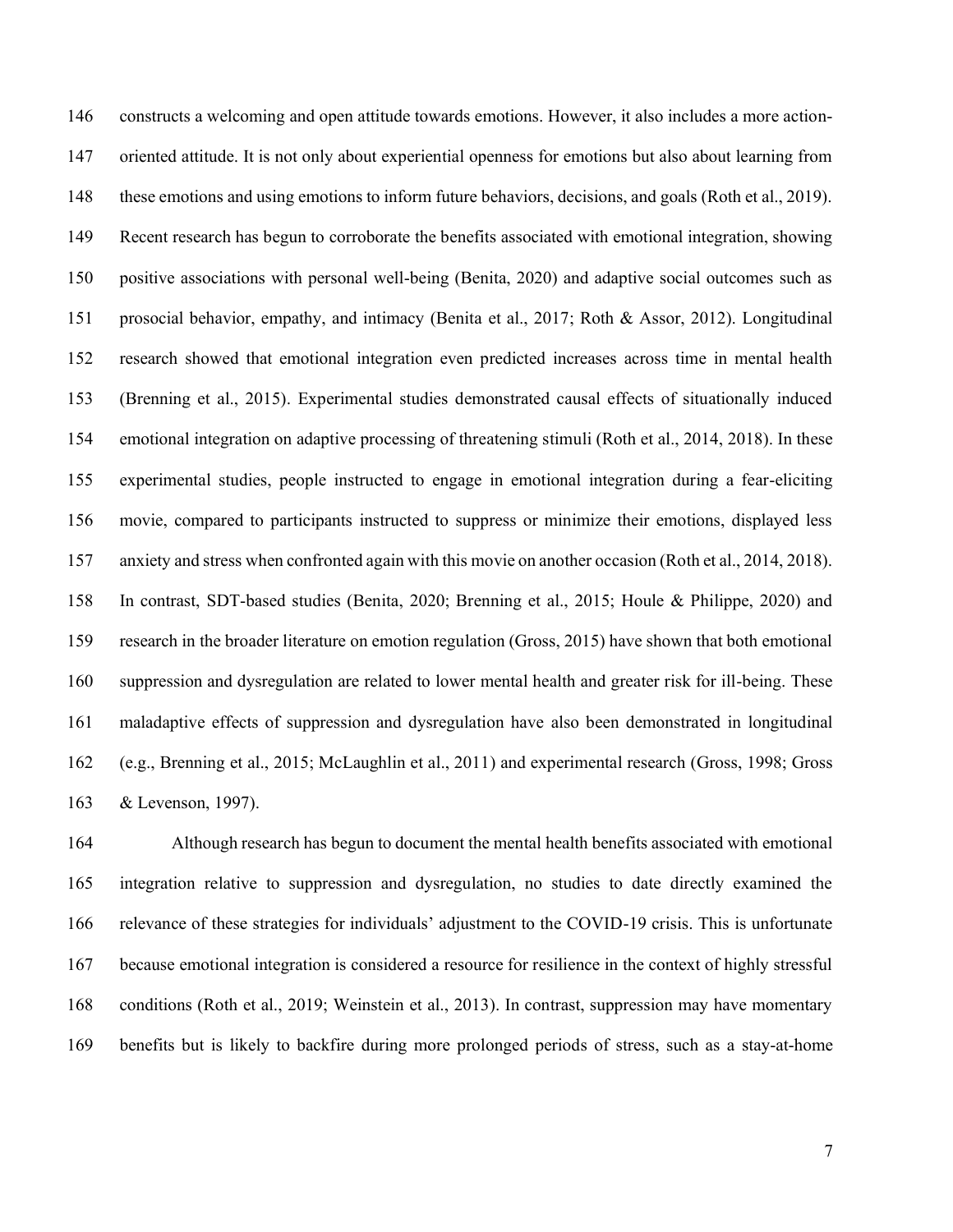constructs a welcoming and open attitude towards emotions. However, it also includes a more action-oriented attitude. It is not only about experiential openness for emotions but also about learning from these emotions and using emotions to inform future behaviors, decisions, and goals (Roth et al., 2019). Recent research has begun to corroborate the benefits associated with emotional integration, showing positive associations with personal well-being (Benita, 2020) and adaptive social outcomes such as prosocial behavior, empathy, and intimacy (Benita et al., 2017; Roth & Assor, 2012). Longitudinal research showed that emotional integration even predicted increases across time in mental health (Brenning et al., 2015). Experimental studies demonstrated causal effects of situationally induced emotional integration on adaptive processing of threatening stimuli (Roth et al., 2014, 2018). In these experimental studies, people instructed to engage in emotional integration during a fear-eliciting movie, compared to participants instructed to suppress or minimize their emotions, displayed less anxiety and stress when confronted again with this movie on another occasion (Roth et al., 2014, 2018). In contrast, SDT-based studies (Benita, 2020; Brenning et al., 2015; Houle & Philippe, 2020) and research in the broader literature on emotion regulation (Gross, 2015) have shown that both emotional suppression and dysregulation are related to lower mental health and greater risk for ill-being. These maladaptive effects of suppression and dysregulation have also been demonstrated in longitudinal (e.g., Brenning et al., 2015; McLaughlin et al., 2011) and experimental research (Gross, 1998; Gross & Levenson, 1997).

Although research has begun to document the mental health benefits associated with emotional integration relative to suppression and dysregulation, no studies to date directly examined the relevance of these strategies for individuals' adjustment to the COVID-19 crisis. This is unfortunate because emotional integration is considered a resource for resilience in the context of highly stressful conditions (Roth et al., 2019; Weinstein et al., 2013). In contrast, suppression may have momentary benefits but is likely to backfire during more prolonged periods of stress, such as a stay-at-home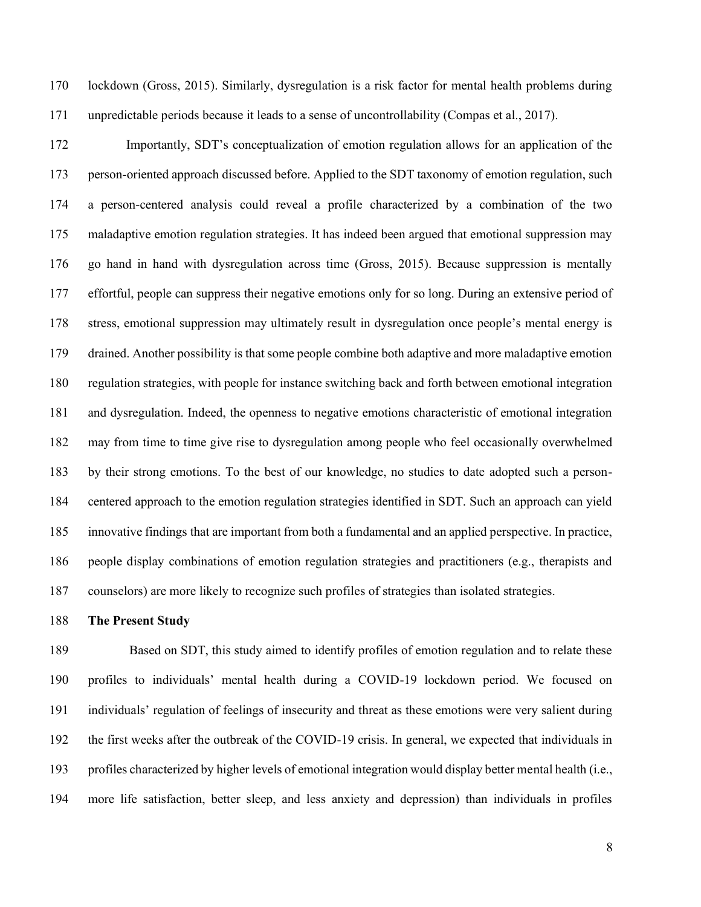lockdown (Gross, 2015). Similarly, dysregulation is a risk factor for mental health problems during unpredictable periods because it leads to a sense of uncontrollability (Compas et al., 2017).

Importantly, SDT's conceptualization of emotion regulation allows for an application of the person-oriented approach discussed before. Applied to the SDT taxonomy of emotion regulation, such a person-centered analysis could reveal a profile characterized by a combination of the two maladaptive emotion regulation strategies. It has indeed been argued that emotional suppression may go hand in hand with dysregulation across time (Gross, 2015). Because suppression is mentally effortful, people can suppress their negative emotions only for so long. During an extensive period of stress, emotional suppression may ultimately result in dysregulation once people's mental energy is drained. Another possibility is that some people combine both adaptive and more maladaptive emotion regulation strategies, with people for instance switching back and forth between emotional integration and dysregulation. Indeed, the openness to negative emotions characteristic of emotional integration may from time to time give rise to dysregulation among people who feel occasionally overwhelmed by their strong emotions. To the best of our knowledge, no studies to date adopted such a person-centered approach to the emotion regulation strategies identified in SDT. Such an approach can yield innovative findings that are important from both a fundamental and an applied perspective. In practice, people display combinations of emotion regulation strategies and practitioners (e.g., therapists and counselors) are more likely to recognize such profiles of strategies than isolated strategies.

## The Present Study

Based on SDT, this study aimed to identify profiles of emotion regulation and to relate these profiles to individuals' mental health during a COVID-19 lockdown period. We focused on individuals' regulation of feelings of insecurity and threat as these emotions were very salient during the first weeks after the outbreak of the COVID-19 crisis. In general, we expected that individuals in profiles characterized by higher levels of emotional integration would display better mental health (i.e., more life satisfaction, better sleep, and less anxiety and depression) than individuals in profiles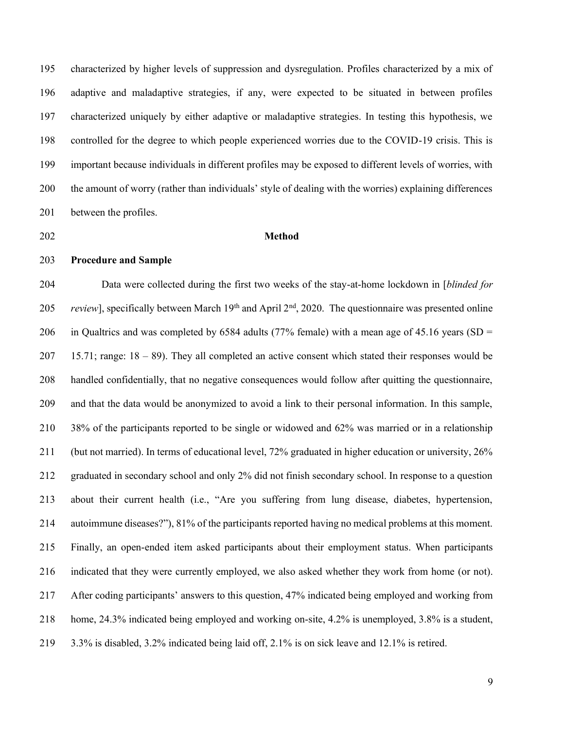characterized by higher levels of suppression and dysregulation. Profiles characterized by a mix of adaptive and maladaptive strategies, if any, were expected to be situated in between profiles characterized uniquely by either adaptive or maladaptive strategies. In testing this hypothesis, we controlled for the degree to which people experienced worries due to the COVID-19 crisis. This is important because individuals in different profiles may be exposed to different levels of worries, with the amount of worry (rather than individuals' style of dealing with the worries) explaining differences between the profiles.

# Method

## Procedure and Sample

Data were collected during the first two weeks of the stay-at-home lockdown in [*blinded for review*], specifically between March 19th and April 2nd, 2020. The questionnaire was presented online in Qualtrics and was completed by 6584 adults (77% female) with a mean age of 45.16 years (SD = 15.71; range: 18 – 89). They all completed an active consent which stated their responses would be handled confidentially, that no negative consequences would follow after quitting the questionnaire, and that the data would be anonymized to avoid a link to their personal information. In this sample, 38% of the participants reported to be single or widowed and 62% was married or in a relationship (but not married). In terms of educational level, 72% graduated in higher education or university, 26% graduated in secondary school and only 2% did not finish secondary school. In response to a question about their current health (i.e., "Are you suffering from lung disease, diabetes, hypertension, autoimmune diseases?"), 81% of the participants reported having no medical problems at this moment. Finally, an open-ended item asked participants about their employment status. When participants indicated that they were currently employed, we also asked whether they work from home (or not). After coding participants' answers to this question, 47% indicated being employed and working from home, 24.3% indicated being employed and working on-site, 4.2% is unemployed, 3.8% is a student, 3.3% is disabled, 3.2% indicated being laid off, 2.1% is on sick leave and 12.1% is retired.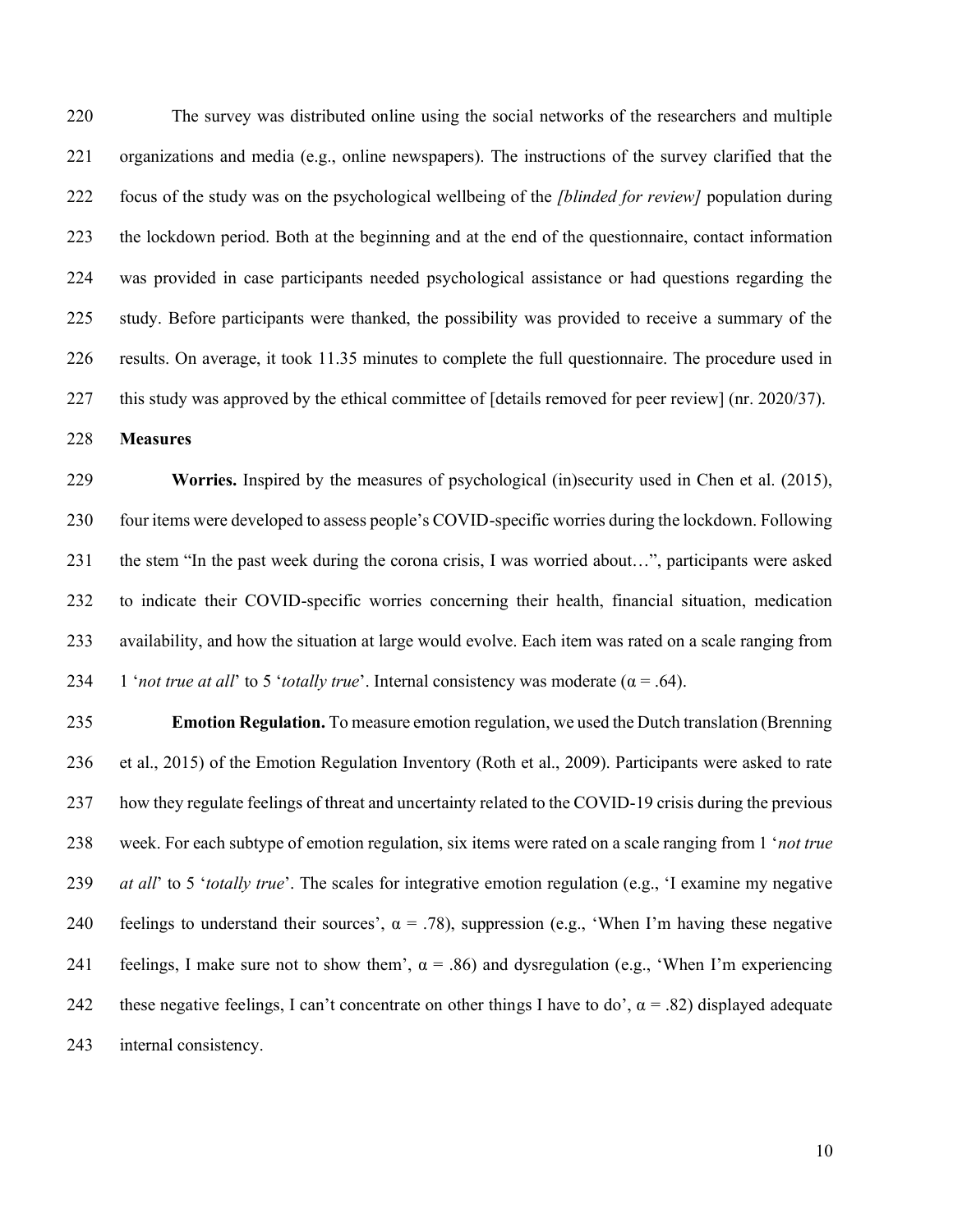The survey was distributed online using the social networks of the researchers and multiple organizations and media (e.g., online newspapers). The instructions of the survey clarified that the focus of the study was on the psychological wellbeing of the *[blinded for review]* population during the lockdown period. Both at the beginning and at the end of the questionnaire, contact information was provided in case participants needed psychological assistance or had questions regarding the study. Before participants were thanked, the possibility was provided to receive a summary of the results. On average, it took 11.35 minutes to complete the full questionnaire. The procedure used in this study was approved by the ethical committee of [details removed for peer review] (nr. 2020/37).

**Measures**

**Worries.** Inspired by the measures of psychological (in)security used in Chen et al. (2015), four items were developed to assess people's COVID-specific worries during the lockdown. Following the stem "In the past week during the corona crisis, I was worried about…", participants were asked to indicate their COVID-specific worries concerning their health, financial situation, medication availability, and how the situation at large would evolve. Each item was rated on a scale ranging from 1 '*not true at all*' to 5 '*totally true*'. Internal consistency was moderate ($\alpha = .64$).

**Emotion Regulation.** To measure emotion regulation, we used the Dutch translation (Brenning et al., 2015) of the Emotion Regulation Inventory (Roth et al., 2009). Participants were asked to rate how they regulate feelings of threat and uncertainty related to the COVID-19 crisis during the previous week. For each subtype of emotion regulation, six items were rated on a scale ranging from 1 '*not true at all*' to 5 '*totally true*'. The scales for integrative emotion regulation (e.g., 'I examine my negative feelings to understand their sources', $\alpha = .78$), suppression (e.g., 'When I'm having these negative feelings, I make sure not to show them', $\alpha = .86$) and dysregulation (e.g., 'When I'm experiencing these negative feelings, I can't concentrate on other things I have to do', $\alpha = .82$) displayed adequate internal consistency.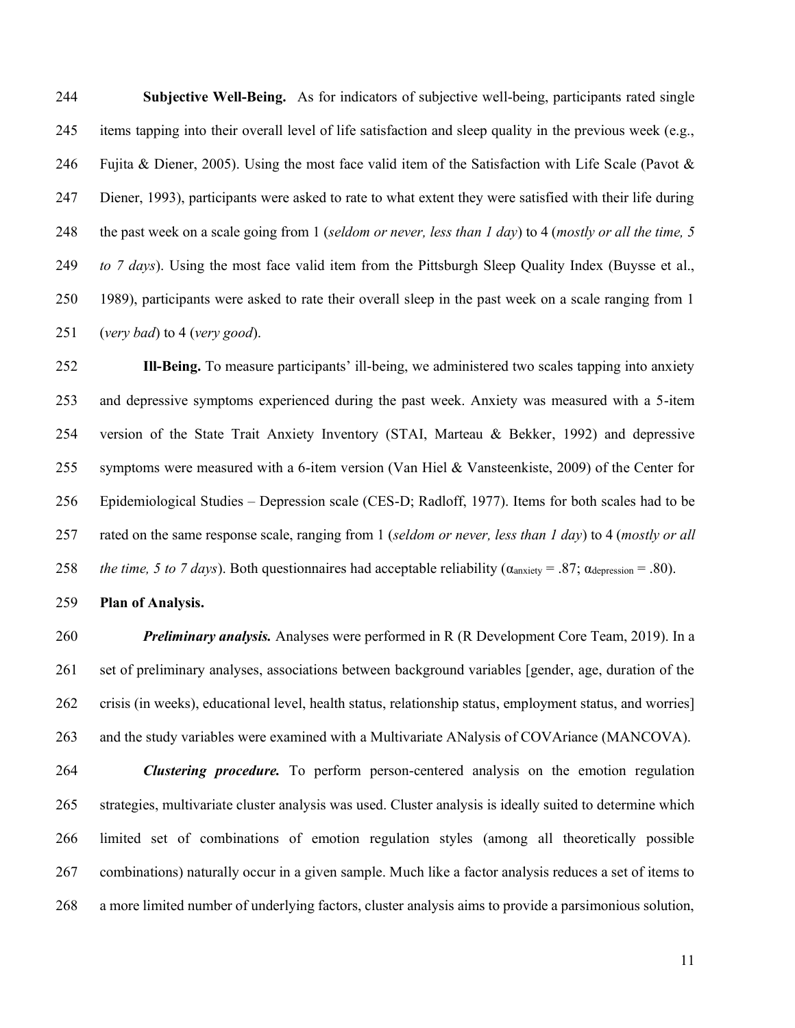**Subjective Well-Being.** As for indicators of subjective well-being, participants rated single items tapping into their overall level of life satisfaction and sleep quality in the previous week (e.g., Fujita & Diener, 2005). Using the most face valid item of the Satisfaction with Life Scale (Pavot & Diener, 1993), participants were asked to rate to what extent they were satisfied with their life during the past week on a scale going from 1 (*seldom or never, less than 1 day*) to 4 (*mostly or all the time, 5 to 7 days*). Using the most face valid item from the Pittsburgh Sleep Quality Index (Buysse et al., 1989), participants were asked to rate their overall sleep in the past week on a scale ranging from 1 (*very bad*) to 4 (*very good*).

**Ill-Being.** To measure participants' ill-being, we administered two scales tapping into anxiety and depressive symptoms experienced during the past week. Anxiety was measured with a 5-item version of the State Trait Anxiety Inventory (STAI, Marteau & Bekker, 1992) and depressive symptoms were measured with a 6-item version (Van Hiel & Vansteenkiste, 2009) of the Center for Epidemiological Studies – Depression scale (CES-D; Radloff, 1977). Items for both scales had to be rated on the same response scale, ranging from 1 (*seldom or never, less than 1 day*) to 4 (*mostly or all the time, 5 to 7 days*). Both questionnaires had acceptable reliability ($\alpha_{anxiety} = .87$; $\alpha_{depression} = .80$).

**Plan of Analysis.**

***Preliminary analysis.*** Analyses were performed in R (R Development Core Team, 2019). In a set of preliminary analyses, associations between background variables [gender, age, duration of the crisis (in weeks), educational level, health status, relationship status, employment status, and worries] and the study variables were examined with a Multivariate ANalysis of COVAriance (MANCOVA).

***Clustering procedure.*** To perform person-centered analysis on the emotion regulation strategies, multivariate cluster analysis was used. Cluster analysis is ideally suited to determine which limited set of combinations of emotion regulation styles (among all theoretically possible combinations) naturally occur in a given sample. Much like a factor analysis reduces a set of items to a more limited number of underlying factors, cluster analysis aims to provide a parsimonious solution,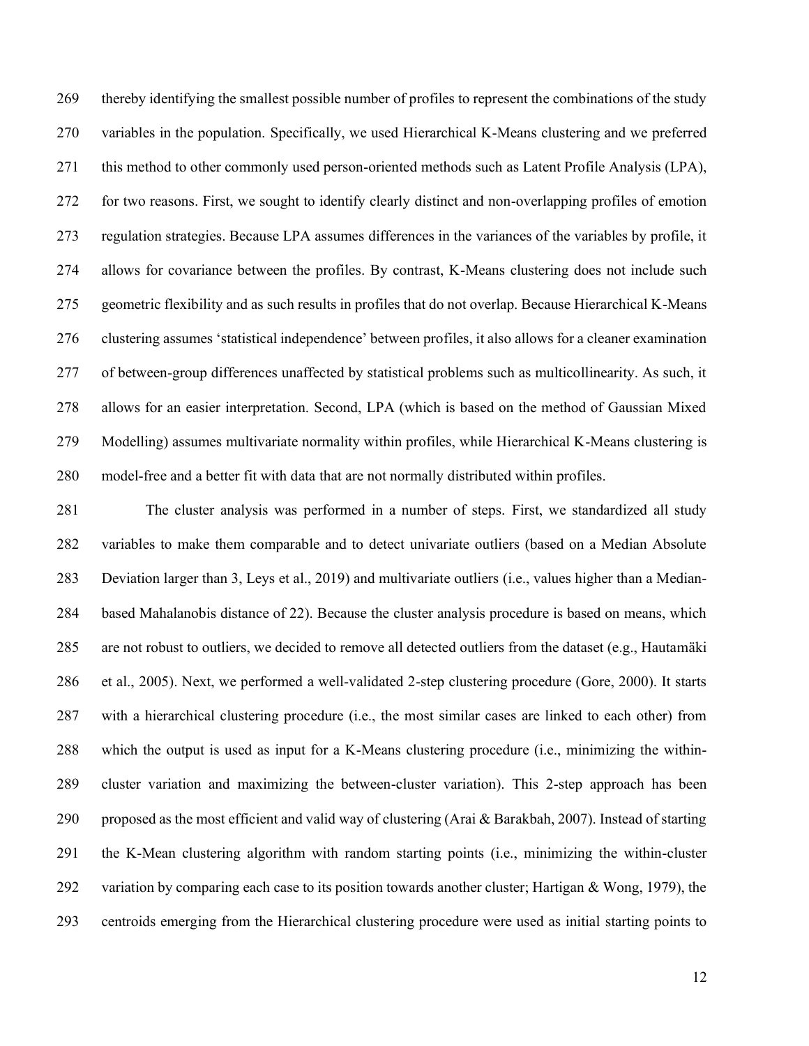thereby identifying the smallest possible number of profiles to represent the combinations of the study variables in the population. Specifically, we used Hierarchical K-Means clustering and we preferred this method to other commonly used person-oriented methods such as Latent Profile Analysis (LPA), for two reasons. First, we sought to identify clearly distinct and non-overlapping profiles of emotion regulation strategies. Because LPA assumes differences in the variances of the variables by profile, it allows for covariance between the profiles. By contrast, K-Means clustering does not include such geometric flexibility and as such results in profiles that do not overlap. Because Hierarchical K-Means clustering assumes 'statistical independence' between profiles, it also allows for a cleaner examination of between-group differences unaffected by statistical problems such as multicollinearity. As such, it allows for an easier interpretation. Second, LPA (which is based on the method of Gaussian Mixed Modelling) assumes multivariate normality within profiles, while Hierarchical K-Means clustering is model-free and a better fit with data that are not normally distributed within profiles.

The cluster analysis was performed in a number of steps. First, we standardized all study variables to make them comparable and to detect univariate outliers (based on a Median Absolute Deviation larger than 3, Leys et al., 2019) and multivariate outliers (i.e., values higher than a Median-based Mahalanobis distance of 22). Because the cluster analysis procedure is based on means, which are not robust to outliers, we decided to remove all detected outliers from the dataset (e.g., Hautamäki et al., 2005). Next, we performed a well-validated 2-step clustering procedure (Gore, 2000). It starts with a hierarchical clustering procedure (i.e., the most similar cases are linked to each other) from which the output is used as input for a K-Means clustering procedure (i.e., minimizing the within-cluster variation and maximizing the between-cluster variation). This 2-step approach has been proposed as the most efficient and valid way of clustering (Arai & Barakbah, 2007). Instead of starting the K-Mean clustering algorithm with random starting points (i.e., minimizing the within-cluster variation by comparing each case to its position towards another cluster; Hartigan & Wong, 1979), the centroids emerging from the Hierarchical clustering procedure were used as initial starting points to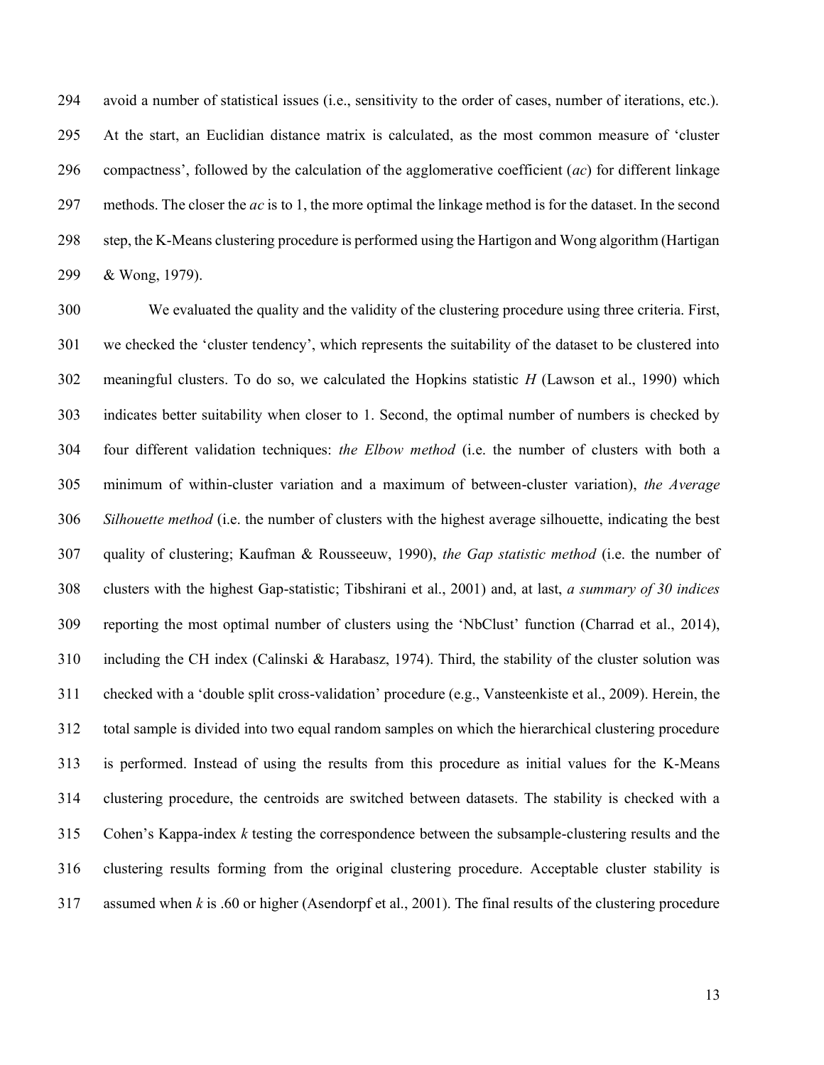avoid a number of statistical issues (i.e., sensitivity to the order of cases, number of iterations, etc.). At the start, an Euclidian distance matrix is calculated, as the most common measure of 'cluster compactness', followed by the calculation of the agglomerative coefficient (*ac*) for different linkage methods. The closer the *ac* is to 1, the more optimal the linkage method is for the dataset. In the second step, the K-Means clustering procedure is performed using the Hartigon and Wong algorithm (Hartigan & Wong, 1979).

We evaluated the quality and the validity of the clustering procedure using three criteria. First, we checked the 'cluster tendency', which represents the suitability of the dataset to be clustered into meaningful clusters. To do so, we calculated the Hopkins statistic $H$ (Lawson et al., 1990) which indicates better suitability when closer to 1. Second, the optimal number of numbers is checked by four different validation techniques: *the Elbow method* (i.e. the number of clusters with both a minimum of within-cluster variation and a maximum of between-cluster variation), *the Average Silhouette method* (i.e. the number of clusters with the highest average silhouette, indicating the best quality of clustering; Kaufman & Rousseeuw, 1990), *the Gap statistic method* (i.e. the number of clusters with the highest Gap-statistic; Tibshirani et al., 2001) and, at last, *a summary of 30 indices* reporting the most optimal number of clusters using the 'NbClust' function (Charrad et al., 2014), including the CH index (Calinski & Harabasz, 1974). Third, the stability of the cluster solution was checked with a 'double split cross-validation' procedure (e.g., Vansteenkiste et al., 2009). Herein, the total sample is divided into two equal random samples on which the hierarchical clustering procedure is performed. Instead of using the results from this procedure as initial values for the K-Means clustering procedure, the centroids are switched between datasets. The stability is checked with a Cohen's Kappa-index $k$ testing the correspondence between the subsample-clustering results and the clustering results forming from the original clustering procedure. Acceptable cluster stability is assumed when $k$ is .60 or higher (Asendorpf et al., 2001). The final results of the clustering procedure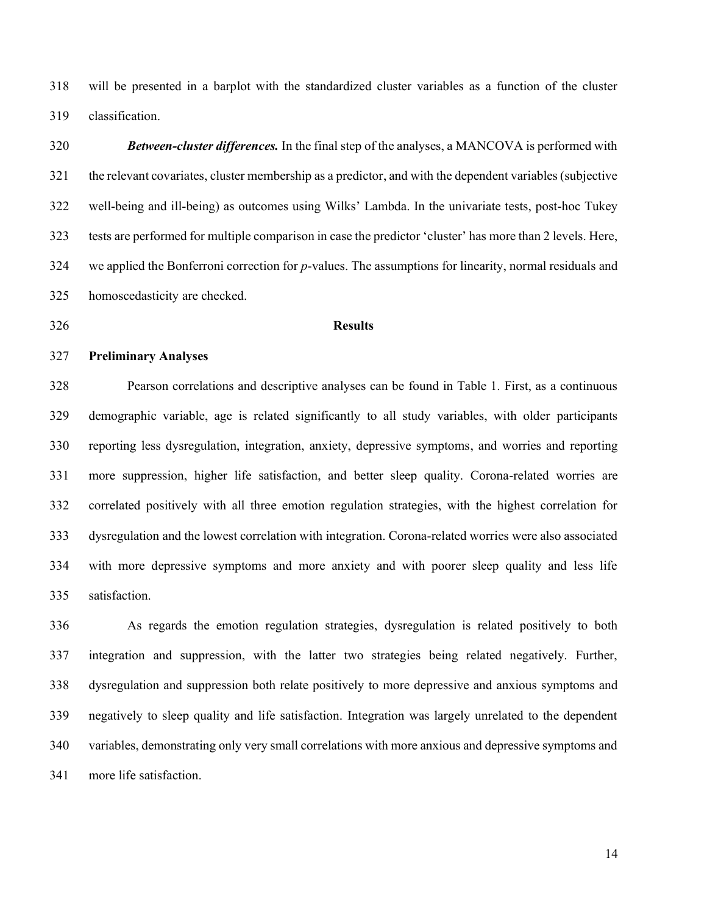will be presented in a barplot with the standardized cluster variables as a function of the cluster classification.

***Between-cluster differences.*** In the final step of the analyses, a MANCOVA is performed with the relevant covariates, cluster membership as a predictor, and with the dependent variables (subjective well-being and ill-being) as outcomes using Wilks' Lambda. In the univariate tests, post-hoc Tukey tests are performed for multiple comparison in case the predictor 'cluster' has more than 2 levels. Here, we applied the Bonferroni correction for *p*-values. The assumptions for linearity, normal residuals and homoscedasticity are checked.

## Results

### Preliminary Analyses

Pearson correlations and descriptive analyses can be found in Table 1. First, as a continuous demographic variable, age is related significantly to all study variables, with older participants reporting less dysregulation, integration, anxiety, depressive symptoms, and worries and reporting more suppression, higher life satisfaction, and better sleep quality. Corona-related worries are correlated positively with all three emotion regulation strategies, with the highest correlation for dysregulation and the lowest correlation with integration. Corona-related worries were also associated with more depressive symptoms and more anxiety and with poorer sleep quality and less life satisfaction.

As regards the emotion regulation strategies, dysregulation is related positively to both integration and suppression, with the latter two strategies being related negatively. Further, dysregulation and suppression both relate positively to more depressive and anxious symptoms and negatively to sleep quality and life satisfaction. Integration was largely unrelated to the dependent variables, demonstrating only very small correlations with more anxious and depressive symptoms and more life satisfaction.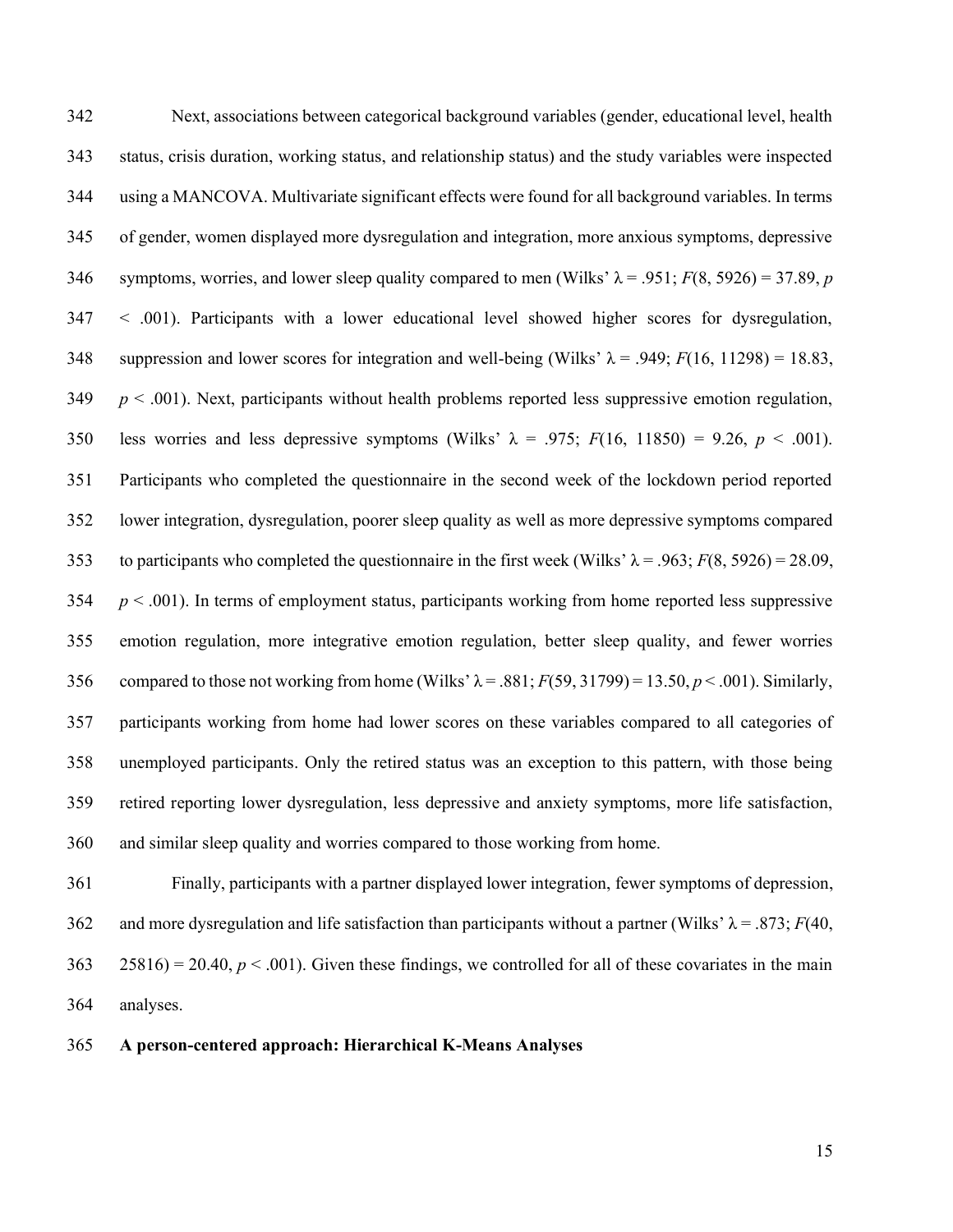Next, associations between categorical background variables (gender, educational level, health status, crisis duration, working status, and relationship status) and the study variables were inspected using a MANCOVA. Multivariate significant effects were found for all background variables. In terms of gender, women displayed more dysregulation and integration, more anxious symptoms, depressive symptoms, worries, and lower sleep quality compared to men (Wilks' $\lambda = .951$; $F(8, 5926) = 37.89$, $p < .001$). Participants with a lower educational level showed higher scores for dysregulation, suppression and lower scores for integration and well-being (Wilks' $\lambda = .949$; $F(16, 11298) = 18.83$, $p < .001$). Next, participants without health problems reported less suppressive emotion regulation, less worries and less depressive symptoms (Wilks' $\lambda = .975$; $F(16, 11850) = 9.26$, $p < .001$). Participants who completed the questionnaire in the second week of the lockdown period reported lower integration, dysregulation, poorer sleep quality as well as more depressive symptoms compared to participants who completed the questionnaire in the first week (Wilks' $\lambda = .963$; $F(8, 5926) = 28.09$, $p < .001$). In terms of employment status, participants working from home reported less suppressive emotion regulation, more integrative emotion regulation, better sleep quality, and fewer worries compared to those not working from home (Wilks' $\lambda = .881$; $F(59, 31799) = 13.50$, $p < .001$). Similarly, participants working from home had lower scores on these variables compared to all categories of unemployed participants. Only the retired status was an exception to this pattern, with those being retired reporting lower dysregulation, less depressive and anxiety symptoms, more life satisfaction, and similar sleep quality and worries compared to those working from home.

Finally, participants with a partner displayed lower integration, fewer symptoms of depression, and more dysregulation and life satisfaction than participants without a partner (Wilks' $\lambda = .873$; $F(40, 25816) = 20.40$, $p < .001$). Given these findings, we controlled for all of these covariates in the main analyses.

**A person-centered approach: Hierarchical K-Means Analyses**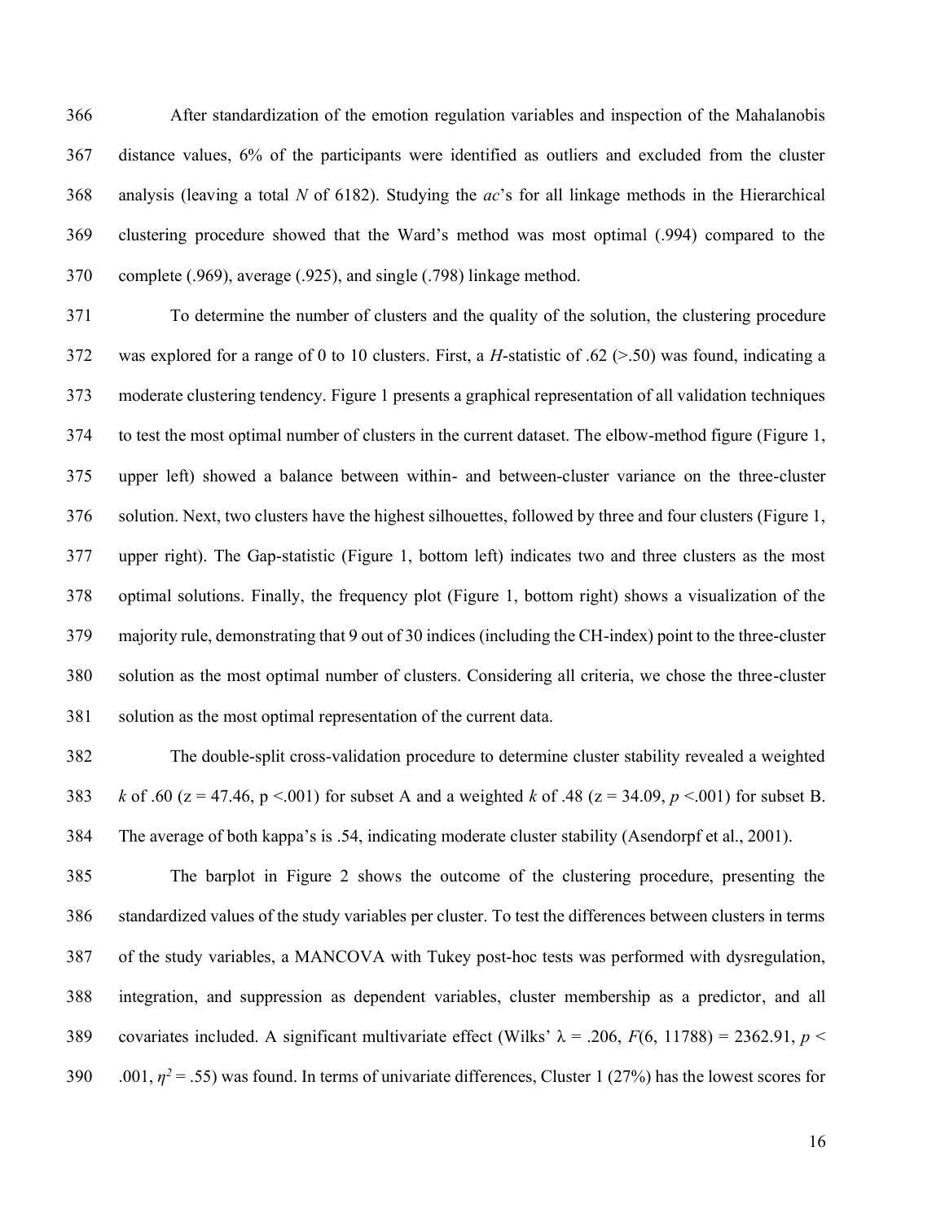After standardization of the emotion regulation variables and inspection of the Mahalanobis distance values, 6% of the participants were identified as outliers and excluded from the cluster analysis (leaving a total *N* of 6182). Studying the *ac*'s for all linkage methods in the Hierarchical clustering procedure showed that the Ward's method was most optimal (.994) compared to the complete (.969), average (.925), and single (.798) linkage method.

To determine the number of clusters and the quality of the solution, the clustering procedure was explored for a range of 0 to 10 clusters. First, a *H*-statistic of .62 (>.50) was found, indicating a moderate clustering tendency. Figure 1 presents a graphical representation of all validation techniques to test the most optimal number of clusters in the current dataset. The elbow-method figure (Figure 1, upper left) showed a balance between within- and between-cluster variance on the three-cluster solution. Next, two clusters have the highest silhouettes, followed by three and four clusters (Figure 1, upper right). The Gap-statistic (Figure 1, bottom left) indicates two and three clusters as the most optimal solutions. Finally, the frequency plot (Figure 1, bottom right) shows a visualization of the majority rule, demonstrating that 9 out of 30 indices (including the CH-index) point to the three-cluster solution as the most optimal number of clusters. Considering all criteria, we chose the three-cluster solution as the most optimal representation of the current data.

The double-split cross-validation procedure to determine cluster stability revealed a weighted *k* of .60 ($z = 47.46$, $p < .001$) for subset A and a weighted *k* of .48 ($z = 34.09$, $p < .001$) for subset B. The average of both kappa's is .54, indicating moderate cluster stability (Asendorpf et al., 2001).

The barplot in Figure 2 shows the outcome of the clustering procedure, presenting the standardized values of the study variables per cluster. To test the differences between clusters in terms of the study variables, a MANCOVA with Tukey post-hoc tests was performed with dysregulation, integration, and suppression as dependent variables, cluster membership as a predictor, and all covariates included. A significant multivariate effect (Wilks' $\lambda = .206$, $F(6, 11788) = 2362.91$, $p < .001$, $\eta^2 = .55$) was found. In terms of univariate differences, Cluster 1 (27%) has the lowest scores for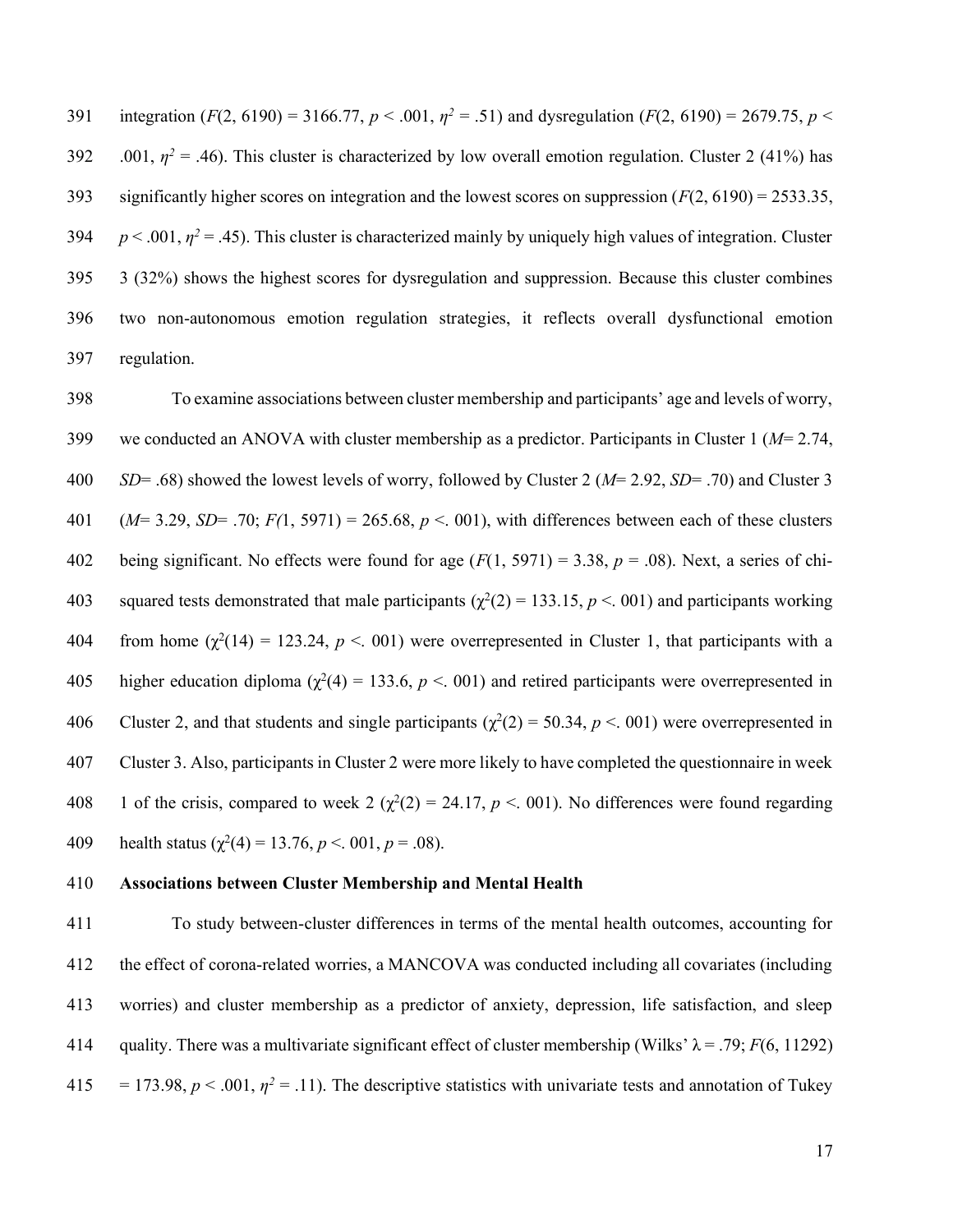integration ($F$(2, 6190) = 3166.77, $p$ < .001, $\eta^2$ = .51) and dysregulation ($F$(2, 6190) = 2679.75, $p$ < .001, $\eta^2$ = .46). This cluster is characterized by low overall emotion regulation. Cluster 2 (41%) has significantly higher scores on integration and the lowest scores on suppression ($F$(2, 6190) = 2533.35, $p$ < .001, $\eta^2$ = .45). This cluster is characterized mainly by uniquely high values of integration. Cluster 3 (32%) shows the highest scores for dysregulation and suppression. Because this cluster combines two non-autonomous emotion regulation strategies, it reflects overall dysfunctional emotion regulation.

To examine associations between cluster membership and participants' age and levels of worry, we conducted an ANOVA with cluster membership as a predictor. Participants in Cluster 1 ($M$= 2.74, $SD$= .68) showed the lowest levels of worry, followed by Cluster 2 ($M$= 2.92, $SD$= .70) and Cluster 3 ($M$= 3.29, $SD$= .70; $F$(1, 5971) = 265.68, $p$ <. 001), with differences between each of these clusters being significant. No effects were found for age ($F$(1, 5971) = 3.38, $p$ = .08). Next, a series of chi-squared tests demonstrated that male participants ($\chi^2$(2) = 133.15, $p$ <. 001) and participants working from home ($\chi^2$(14) = 123.24, $p$ <. 001) were overrepresented in Cluster 1, that participants with a higher education diploma ($\chi^2$(4) = 133.6, $p$ <. 001) and retired participants were overrepresented in Cluster 2, and that students and single participants ($\chi^2$(2) = 50.34, $p$ <. 001) were overrepresented in Cluster 3. Also, participants in Cluster 2 were more likely to have completed the questionnaire in week 1 of the crisis, compared to week 2 ($\chi^2$(2) = 24.17, $p$ <. 001). No differences were found regarding health status ($\chi^2$(4) = 13.76, $p$ <. 001, $p$ = .08).

**Associations between Cluster Membership and Mental Health**

To study between-cluster differences in terms of the mental health outcomes, accounting for the effect of corona-related worries, a MANCOVA was conducted including all covariates (including worries) and cluster membership as a predictor of anxiety, depression, life satisfaction, and sleep quality. There was a multivariate significant effect of cluster membership (Wilks' $\lambda$ = .79; $F$(6, 11292) = 173.98, $p$ < .001, $\eta^2$ = .11). The descriptive statistics with univariate tests and annotation of Tukey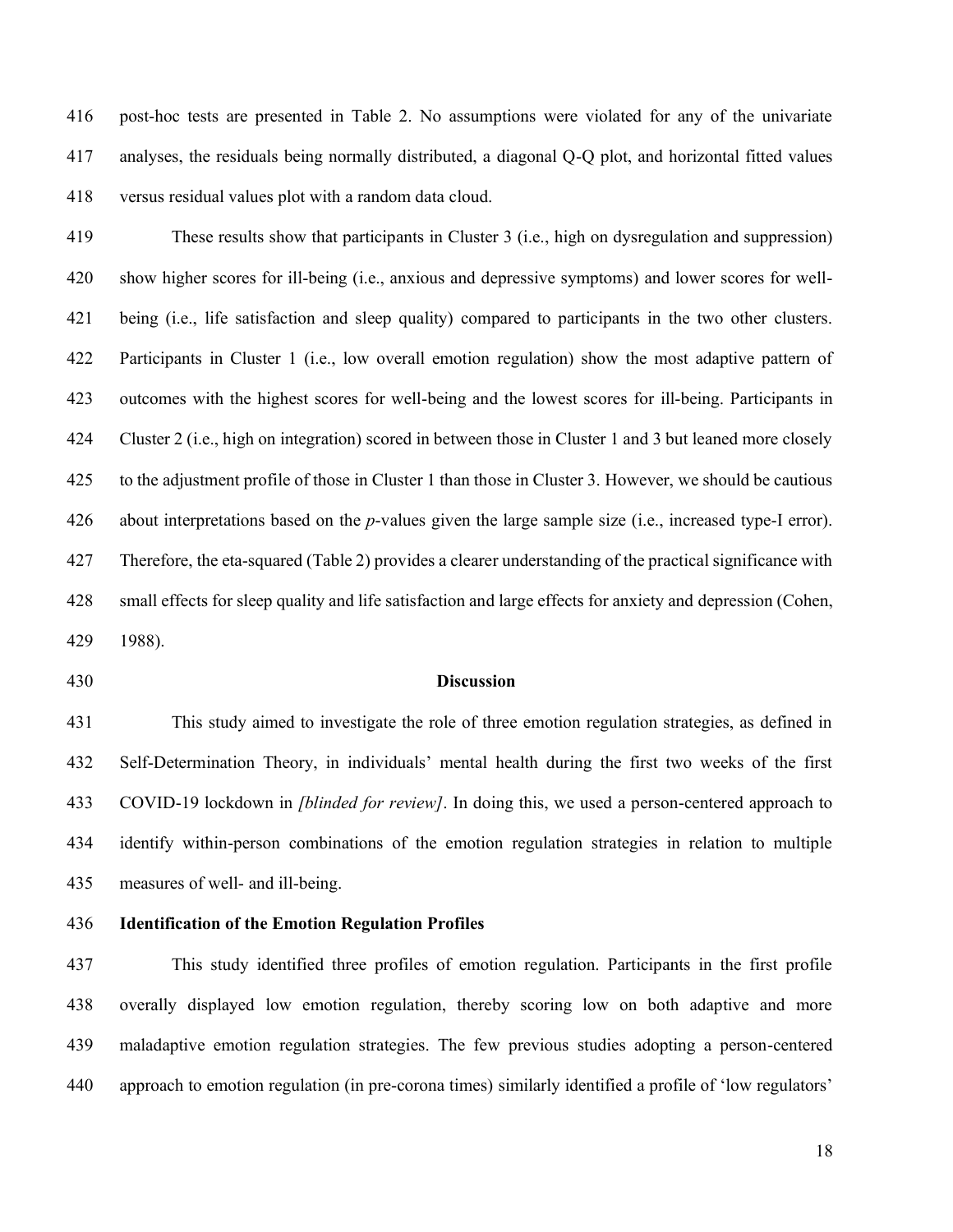post-hoc tests are presented in Table 2. No assumptions were violated for any of the univariate analyses, the residuals being normally distributed, a diagonal Q-Q plot, and horizontal fitted values versus residual values plot with a random data cloud.

These results show that participants in Cluster 3 (i.e., high on dysregulation and suppression) show higher scores for ill-being (i.e., anxious and depressive symptoms) and lower scores for well-being (i.e., life satisfaction and sleep quality) compared to participants in the two other clusters. Participants in Cluster 1 (i.e., low overall emotion regulation) show the most adaptive pattern of outcomes with the highest scores for well-being and the lowest scores for ill-being. Participants in Cluster 2 (i.e., high on integration) scored in between those in Cluster 1 and 3 but leaned more closely to the adjustment profile of those in Cluster 1 than those in Cluster 3. However, we should be cautious about interpretations based on the *p*-values given the large sample size (i.e., increased type-I error). Therefore, the eta-squared (Table 2) provides a clearer understanding of the practical significance with small effects for sleep quality and life satisfaction and large effects for anxiety and depression (Cohen, 1988).

## Discussion

This study aimed to investigate the role of three emotion regulation strategies, as defined in Self-Determination Theory, in individuals' mental health during the first two weeks of the first COVID-19 lockdown in *[blinded for review]*. In doing this, we used a person-centered approach to identify within-person combinations of the emotion regulation strategies in relation to multiple measures of well- and ill-being.

### Identification of the Emotion Regulation Profiles

This study identified three profiles of emotion regulation. Participants in the first profile overally displayed low emotion regulation, thereby scoring low on both adaptive and more maladaptive emotion regulation strategies. The few previous studies adopting a person-centered approach to emotion regulation (in pre-corona times) similarly identified a profile of 'low regulators'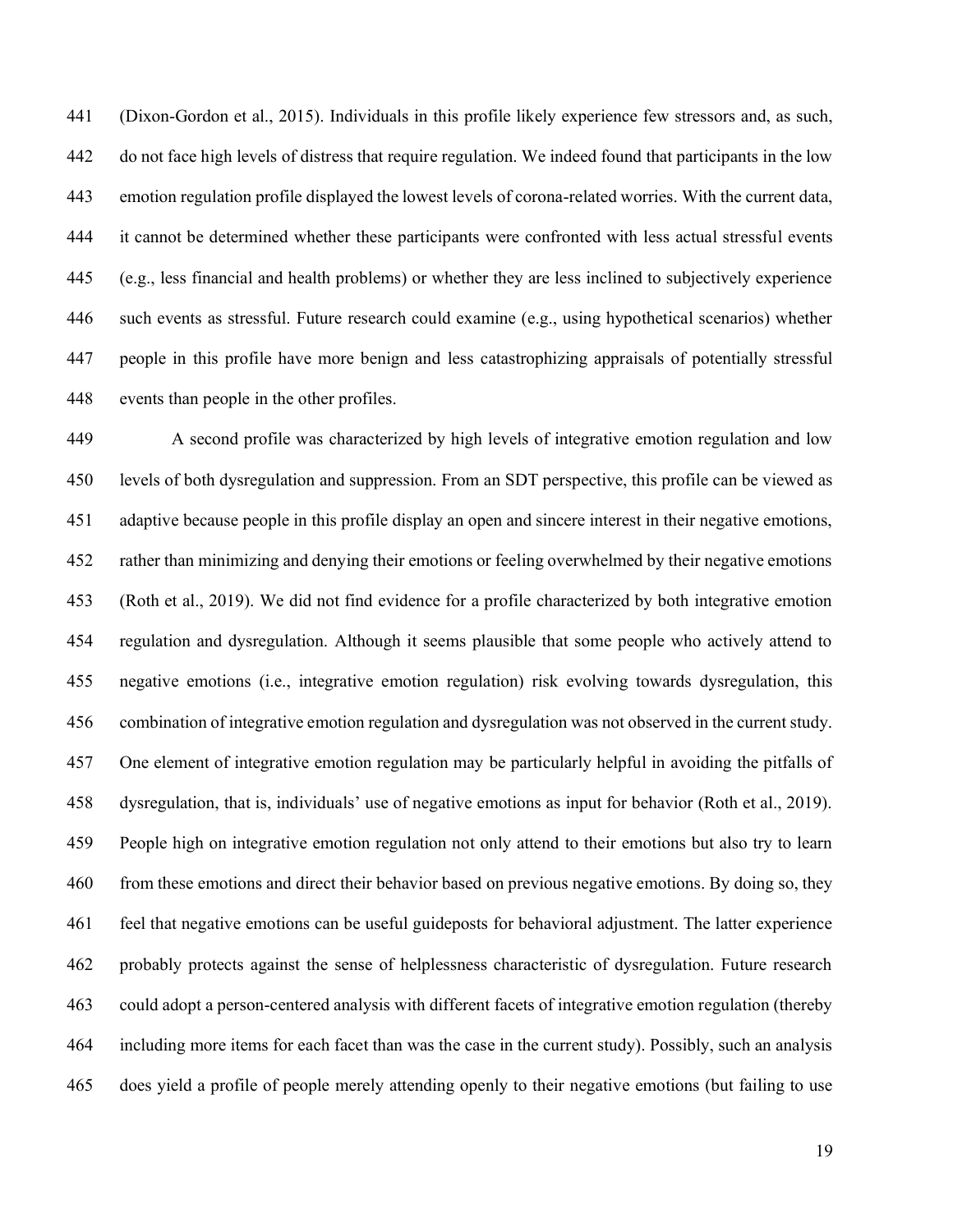(Dixon-Gordon et al., 2015). Individuals in this profile likely experience few stressors and, as such, do not face high levels of distress that require regulation. We indeed found that participants in the low emotion regulation profile displayed the lowest levels of corona-related worries. With the current data, it cannot be determined whether these participants were confronted with less actual stressful events (e.g., less financial and health problems) or whether they are less inclined to subjectively experience such events as stressful. Future research could examine (e.g., using hypothetical scenarios) whether people in this profile have more benign and less catastrophizing appraisals of potentially stressful events than people in the other profiles.

A second profile was characterized by high levels of integrative emotion regulation and low levels of both dysregulation and suppression. From an SDT perspective, this profile can be viewed as adaptive because people in this profile display an open and sincere interest in their negative emotions, rather than minimizing and denying their emotions or feeling overwhelmed by their negative emotions (Roth et al., 2019). We did not find evidence for a profile characterized by both integrative emotion regulation and dysregulation. Although it seems plausible that some people who actively attend to negative emotions (i.e., integrative emotion regulation) risk evolving towards dysregulation, this combination of integrative emotion regulation and dysregulation was not observed in the current study. One element of integrative emotion regulation may be particularly helpful in avoiding the pitfalls of dysregulation, that is, individuals' use of negative emotions as input for behavior (Roth et al., 2019). People high on integrative emotion regulation not only attend to their emotions but also try to learn from these emotions and direct their behavior based on previous negative emotions. By doing so, they feel that negative emotions can be useful guideposts for behavioral adjustment. The latter experience probably protects against the sense of helplessness characteristic of dysregulation. Future research could adopt a person-centered analysis with different facets of integrative emotion regulation (thereby including more items for each facet than was the case in the current study). Possibly, such an analysis does yield a profile of people merely attending openly to their negative emotions (but failing to use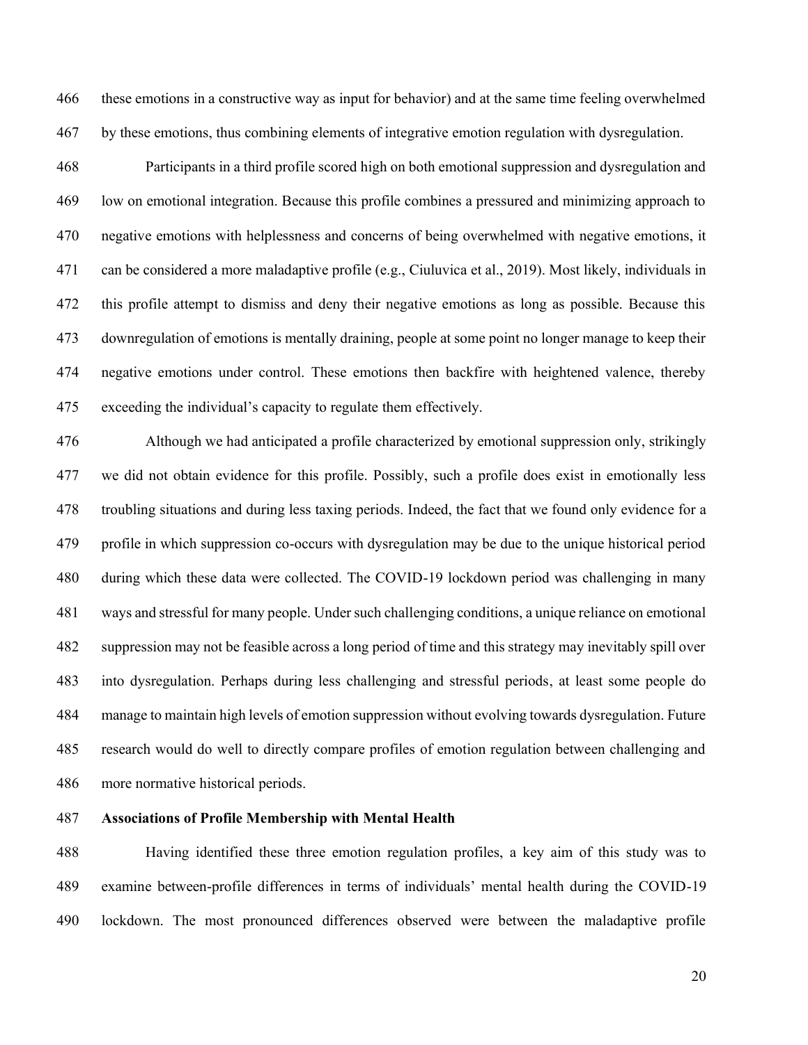these emotions in a constructive way as input for behavior) and at the same time feeling overwhelmed by these emotions, thus combining elements of integrative emotion regulation with dysregulation.

Participants in a third profile scored high on both emotional suppression and dysregulation and low on emotional integration. Because this profile combines a pressured and minimizing approach to negative emotions with helplessness and concerns of being overwhelmed with negative emotions, it can be considered a more maladaptive profile (e.g., Ciuluvica et al., 2019). Most likely, individuals in this profile attempt to dismiss and deny their negative emotions as long as possible. Because this downregulation of emotions is mentally draining, people at some point no longer manage to keep their negative emotions under control. These emotions then backfire with heightened valence, thereby exceeding the individual's capacity to regulate them effectively.

Although we had anticipated a profile characterized by emotional suppression only, strikingly we did not obtain evidence for this profile. Possibly, such a profile does exist in emotionally less troubling situations and during less taxing periods. Indeed, the fact that we found only evidence for a profile in which suppression co-occurs with dysregulation may be due to the unique historical period during which these data were collected. The COVID-19 lockdown period was challenging in many ways and stressful for many people. Under such challenging conditions, a unique reliance on emotional suppression may not be feasible across a long period of time and this strategy may inevitably spill over into dysregulation. Perhaps during less challenging and stressful periods, at least some people do manage to maintain high levels of emotion suppression without evolving towards dysregulation. Future research would do well to directly compare profiles of emotion regulation between challenging and more normative historical periods.

**Associations of Profile Membership with Mental Health**

Having identified these three emotion regulation profiles, a key aim of this study was to examine between-profile differences in terms of individuals' mental health during the COVID-19 lockdown. The most pronounced differences observed were between the maladaptive profile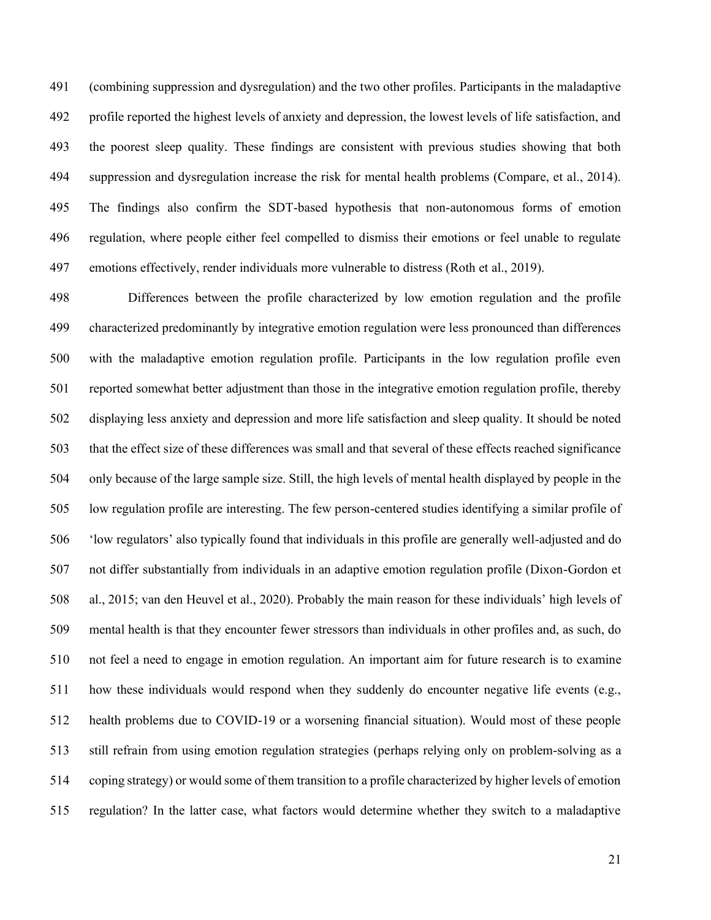(combining suppression and dysregulation) and the two other profiles. Participants in the maladaptive profile reported the highest levels of anxiety and depression, the lowest levels of life satisfaction, and the poorest sleep quality. These findings are consistent with previous studies showing that both suppression and dysregulation increase the risk for mental health problems (Compare, et al., 2014). The findings also confirm the SDT-based hypothesis that non-autonomous forms of emotion regulation, where people either feel compelled to dismiss their emotions or feel unable to regulate emotions effectively, render individuals more vulnerable to distress (Roth et al., 2019).

Differences between the profile characterized by low emotion regulation and the profile characterized predominantly by integrative emotion regulation were less pronounced than differences with the maladaptive emotion regulation profile. Participants in the low regulation profile even reported somewhat better adjustment than those in the integrative emotion regulation profile, thereby displaying less anxiety and depression and more life satisfaction and sleep quality. It should be noted that the effect size of these differences was small and that several of these effects reached significance only because of the large sample size. Still, the high levels of mental health displayed by people in the low regulation profile are interesting. The few person-centered studies identifying a similar profile of 'low regulators' also typically found that individuals in this profile are generally well-adjusted and do not differ substantially from individuals in an adaptive emotion regulation profile (Dixon-Gordon et al., 2015; van den Heuvel et al., 2020). Probably the main reason for these individuals' high levels of mental health is that they encounter fewer stressors than individuals in other profiles and, as such, do not feel a need to engage in emotion regulation. An important aim for future research is to examine how these individuals would respond when they suddenly do encounter negative life events (e.g., health problems due to COVID-19 or a worsening financial situation). Would most of these people still refrain from using emotion regulation strategies (perhaps relying only on problem-solving as a coping strategy) or would some of them transition to a profile characterized by higher levels of emotion regulation? In the latter case, what factors would determine whether they switch to a maladaptive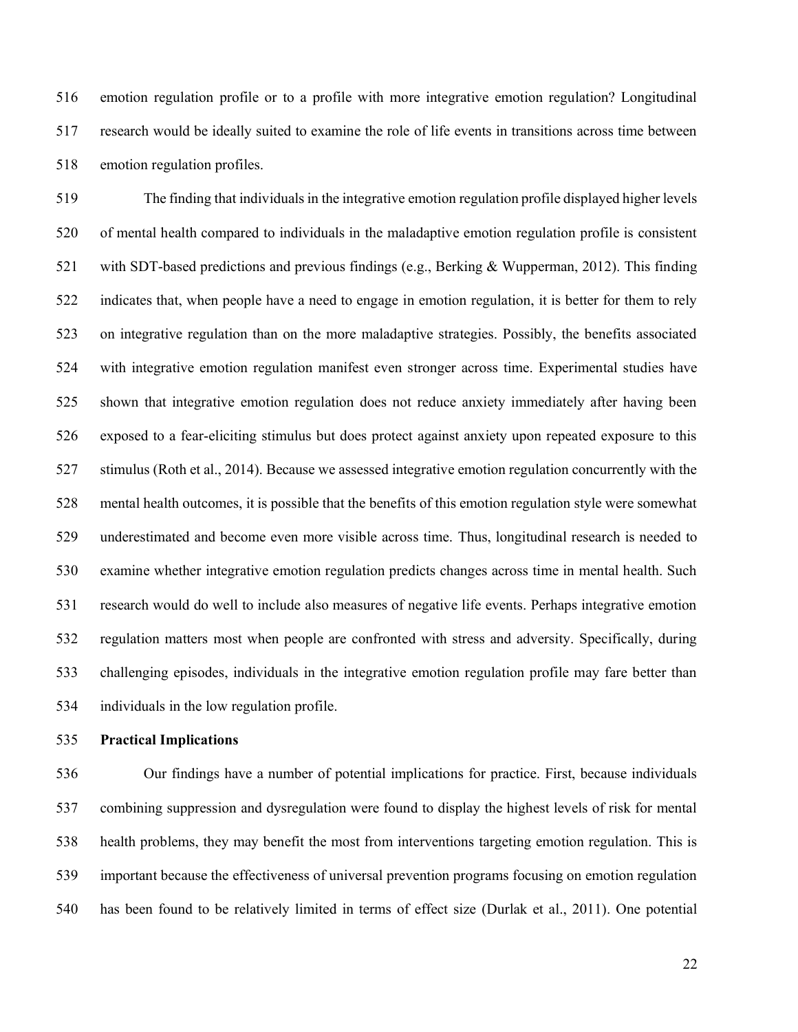emotion regulation profile or to a profile with more integrative emotion regulation? Longitudinal research would be ideally suited to examine the role of life events in transitions across time between emotion regulation profiles.

The finding that individuals in the integrative emotion regulation profile displayed higher levels of mental health compared to individuals in the maladaptive emotion regulation profile is consistent with SDT-based predictions and previous findings (e.g., Berking & Wupperman, 2012). This finding indicates that, when people have a need to engage in emotion regulation, it is better for them to rely on integrative regulation than on the more maladaptive strategies. Possibly, the benefits associated with integrative emotion regulation manifest even stronger across time. Experimental studies have shown that integrative emotion regulation does not reduce anxiety immediately after having been exposed to a fear-eliciting stimulus but does protect against anxiety upon repeated exposure to this stimulus (Roth et al., 2014). Because we assessed integrative emotion regulation concurrently with the mental health outcomes, it is possible that the benefits of this emotion regulation style were somewhat underestimated and become even more visible across time. Thus, longitudinal research is needed to examine whether integrative emotion regulation predicts changes across time in mental health. Such research would do well to include also measures of negative life events. Perhaps integrative emotion regulation matters most when people are confronted with stress and adversity. Specifically, during challenging episodes, individuals in the integrative emotion regulation profile may fare better than individuals in the low regulation profile.

### Practical Implications

Our findings have a number of potential implications for practice. First, because individuals combining suppression and dysregulation were found to display the highest levels of risk for mental health problems, they may benefit the most from interventions targeting emotion regulation. This is important because the effectiveness of universal prevention programs focusing on emotion regulation has been found to be relatively limited in terms of effect size (Durlak et al., 2011). One potential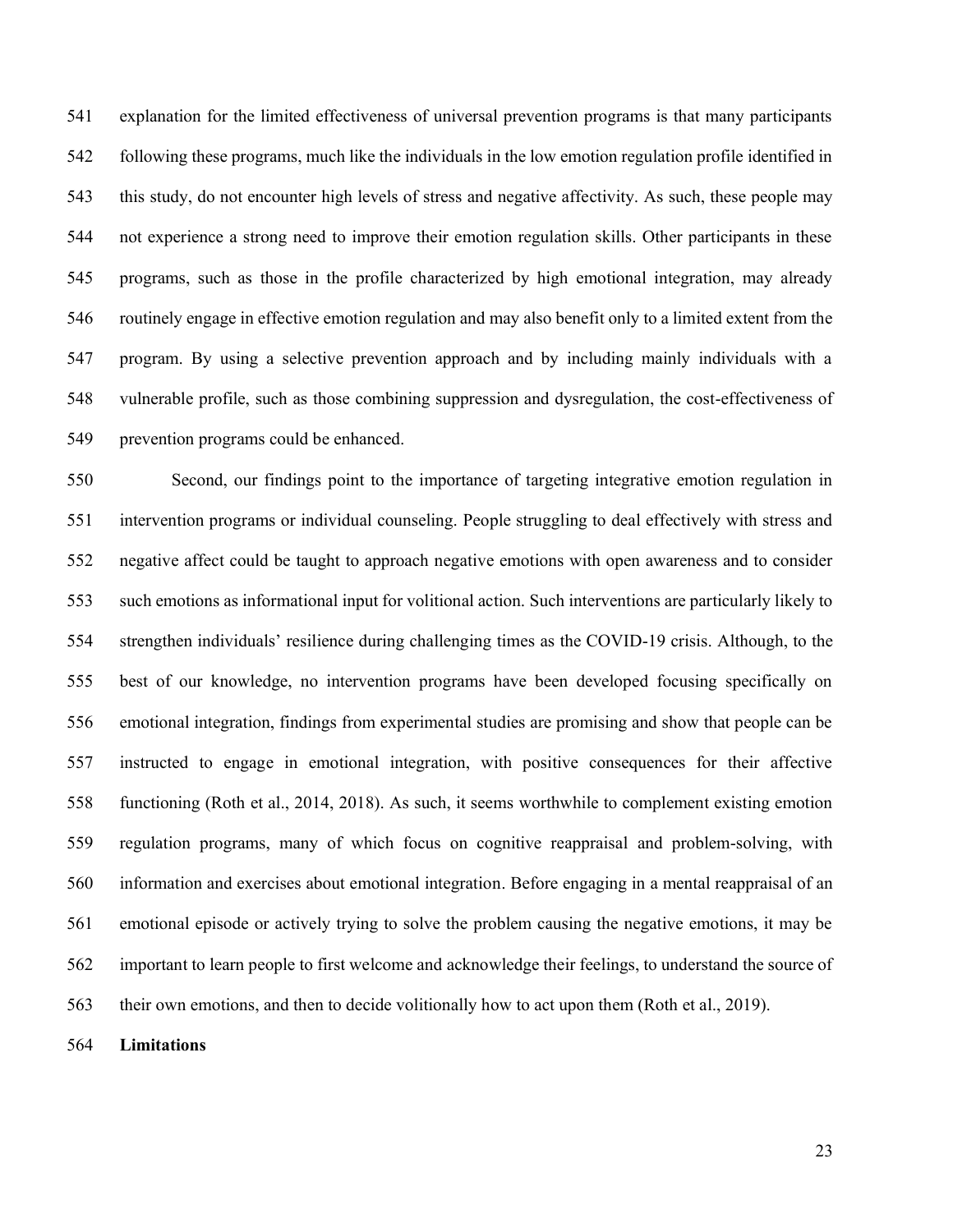explanation for the limited effectiveness of universal prevention programs is that many participants following these programs, much like the individuals in the low emotion regulation profile identified in this study, do not encounter high levels of stress and negative affectivity. As such, these people may not experience a strong need to improve their emotion regulation skills. Other participants in these programs, such as those in the profile characterized by high emotional integration, may already routinely engage in effective emotion regulation and may also benefit only to a limited extent from the program. By using a selective prevention approach and by including mainly individuals with a vulnerable profile, such as those combining suppression and dysregulation, the cost-effectiveness of prevention programs could be enhanced.

Second, our findings point to the importance of targeting integrative emotion regulation in intervention programs or individual counseling. People struggling to deal effectively with stress and negative affect could be taught to approach negative emotions with open awareness and to consider such emotions as informational input for volitional action. Such interventions are particularly likely to strengthen individuals' resilience during challenging times as the COVID-19 crisis. Although, to the best of our knowledge, no intervention programs have been developed focusing specifically on emotional integration, findings from experimental studies are promising and show that people can be instructed to engage in emotional integration, with positive consequences for their affective functioning (Roth et al., 2014, 2018). As such, it seems worthwhile to complement existing emotion regulation programs, many of which focus on cognitive reappraisal and problem-solving, with information and exercises about emotional integration. Before engaging in a mental reappraisal of an emotional episode or actively trying to solve the problem causing the negative emotions, it may be important to learn people to first welcome and acknowledge their feelings, to understand the source of their own emotions, and then to decide volitionally how to act upon them (Roth et al., 2019).

## Limitations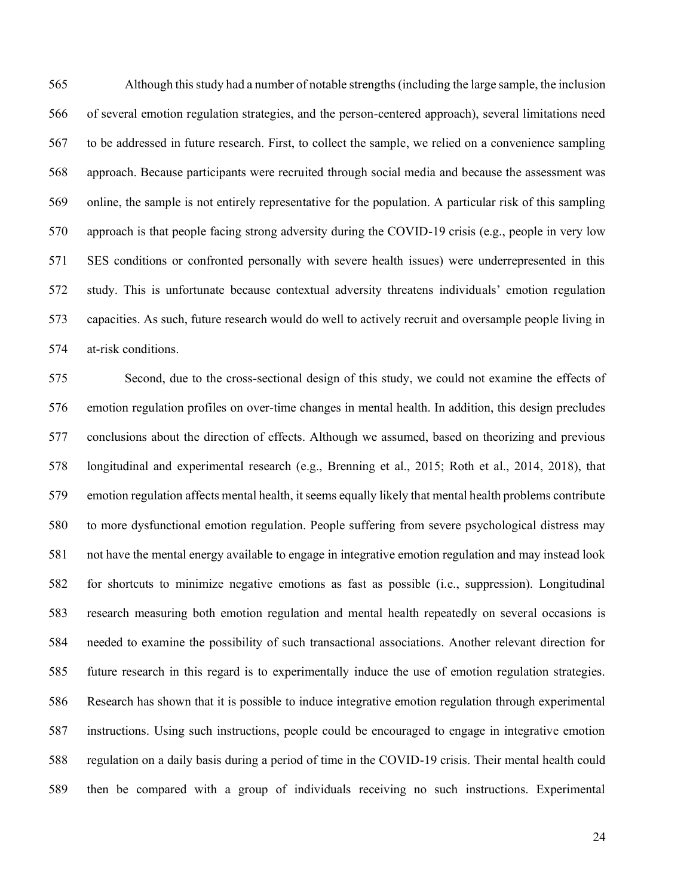Although this study had a number of notable strengths (including the large sample, the inclusion of several emotion regulation strategies, and the person-centered approach), several limitations need to be addressed in future research. First, to collect the sample, we relied on a convenience sampling approach. Because participants were recruited through social media and because the assessment was online, the sample is not entirely representative for the population. A particular risk of this sampling approach is that people facing strong adversity during the COVID-19 crisis (e.g., people in very low SES conditions or confronted personally with severe health issues) were underrepresented in this study. This is unfortunate because contextual adversity threatens individuals' emotion regulation capacities. As such, future research would do well to actively recruit and oversample people living in at-risk conditions.

Second, due to the cross-sectional design of this study, we could not examine the effects of emotion regulation profiles on over-time changes in mental health. In addition, this design precludes conclusions about the direction of effects. Although we assumed, based on theorizing and previous longitudinal and experimental research (e.g., Brenning et al., 2015; Roth et al., 2014, 2018), that emotion regulation affects mental health, it seems equally likely that mental health problems contribute to more dysfunctional emotion regulation. People suffering from severe psychological distress may not have the mental energy available to engage in integrative emotion regulation and may instead look for shortcuts to minimize negative emotions as fast as possible (i.e., suppression). Longitudinal research measuring both emotion regulation and mental health repeatedly on several occasions is needed to examine the possibility of such transactional associations. Another relevant direction for future research in this regard is to experimentally induce the use of emotion regulation strategies. Research has shown that it is possible to induce integrative emotion regulation through experimental instructions. Using such instructions, people could be encouraged to engage in integrative emotion regulation on a daily basis during a period of time in the COVID-19 crisis. Their mental health could then be compared with a group of individuals receiving no such instructions. Experimental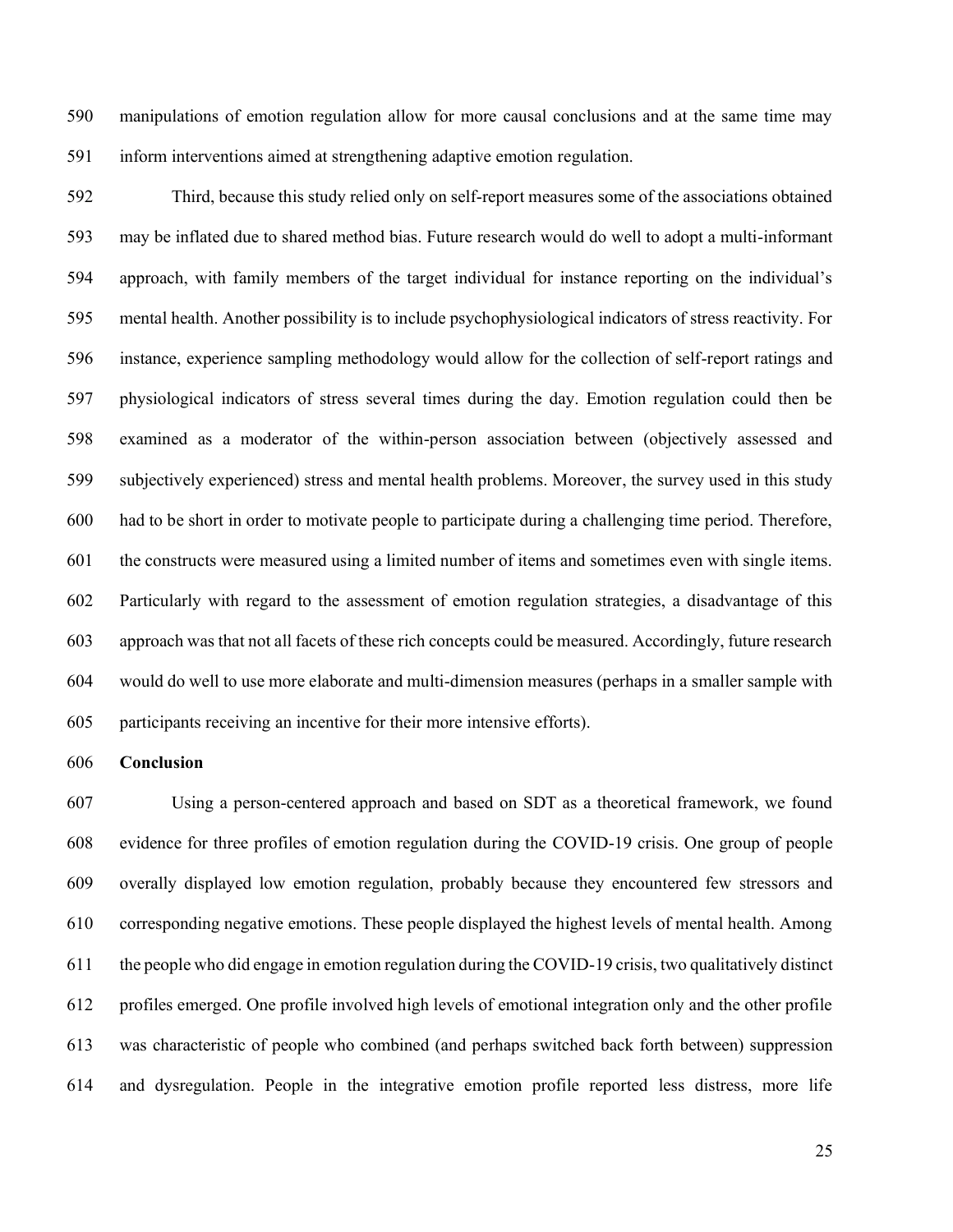manipulations of emotion regulation allow for more causal conclusions and at the same time may inform interventions aimed at strengthening adaptive emotion regulation.

Third, because this study relied only on self-report measures some of the associations obtained may be inflated due to shared method bias. Future research would do well to adopt a multi-informant approach, with family members of the target individual for instance reporting on the individual's mental health. Another possibility is to include psychophysiological indicators of stress reactivity. For instance, experience sampling methodology would allow for the collection of self-report ratings and physiological indicators of stress several times during the day. Emotion regulation could then be examined as a moderator of the within-person association between (objectively assessed and subjectively experienced) stress and mental health problems. Moreover, the survey used in this study had to be short in order to motivate people to participate during a challenging time period. Therefore, the constructs were measured using a limited number of items and sometimes even with single items. Particularly with regard to the assessment of emotion regulation strategies, a disadvantage of this approach was that not all facets of these rich concepts could be measured. Accordingly, future research would do well to use more elaborate and multi-dimension measures (perhaps in a smaller sample with participants receiving an incentive for their more intensive efforts).

**Conclusion**

Using a person-centered approach and based on SDT as a theoretical framework, we found evidence for three profiles of emotion regulation during the COVID-19 crisis. One group of people overally displayed low emotion regulation, probably because they encountered few stressors and corresponding negative emotions. These people displayed the highest levels of mental health. Among the people who did engage in emotion regulation during the COVID-19 crisis, two qualitatively distinct profiles emerged. One profile involved high levels of emotional integration only and the other profile was characteristic of people who combined (and perhaps switched back forth between) suppression and dysregulation. People in the integrative emotion profile reported less distress, more life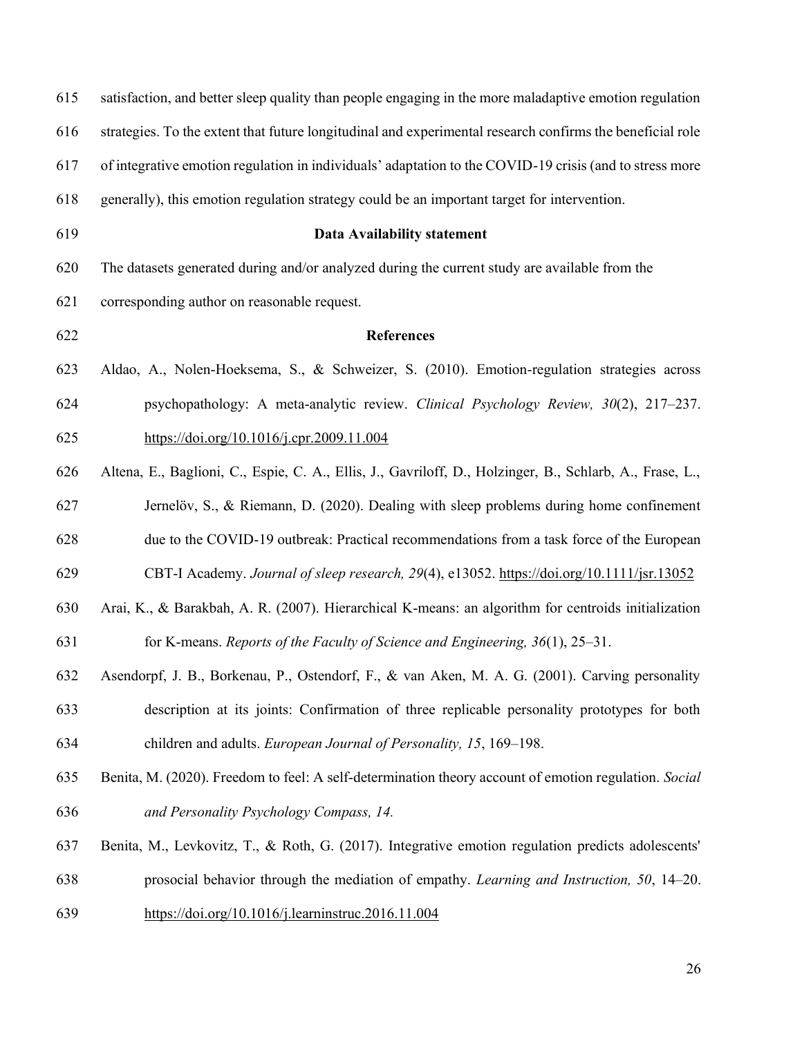satisfaction, and better sleep quality than people engaging in the more maladaptive emotion regulation strategies. To the extent that future longitudinal and experimental research confirms the beneficial role of integrative emotion regulation in individuals' adaptation to the COVID-19 crisis (and to stress more generally), this emotion regulation strategy could be an important target for intervention.

## Data Availability statement

The datasets generated during and/or analyzed during the current study are available from the corresponding author on reasonable request.

## References

Aldao, A., Nolen-Hoeksema, S., & Schweizer, S. (2010). Emotion-regulation strategies across psychopathology: A meta-analytic review. *Clinical Psychology Review, 30*(2), 217–237. https://doi.org/10.1016/j.cpr.2009.11.004

Altena, E., Baglioni, C., Espie, C. A., Ellis, J., Gavriloff, D., Holzinger, B., Schlarb, A., Frase, L., Jernelöv, S., & Riemann, D. (2020). Dealing with sleep problems during home confinement due to the COVID-19 outbreak: Practical recommendations from a task force of the European CBT-I Academy. *Journal of sleep research, 29*(4), e13052. https://doi.org/10.1111/jsr.13052

Arai, K., & Barakbah, A. R. (2007). Hierarchical K-means: an algorithm for centroids initialization for K-means. *Reports of the Faculty of Science and Engineering, 36*(1), 25–31.

Asendorpf, J. B., Borkenau, P., Ostendorf, F., & van Aken, M. A. G. (2001). Carving personality description at its joints: Confirmation of three replicable personality prototypes for both children and adults. *European Journal of Personality, 15*, 169–198.

Benita, M. (2020). Freedom to feel: A self-determination theory account of emotion regulation. *Social and Personality Psychology Compass, 14.*

Benita, M., Levkovitz, T., & Roth, G. (2017). Integrative emotion regulation predicts adolescents' prosocial behavior through the mediation of empathy. *Learning and Instruction, 50*, 14–20. https://doi.org/10.1016/j.learninstruc.2016.11.004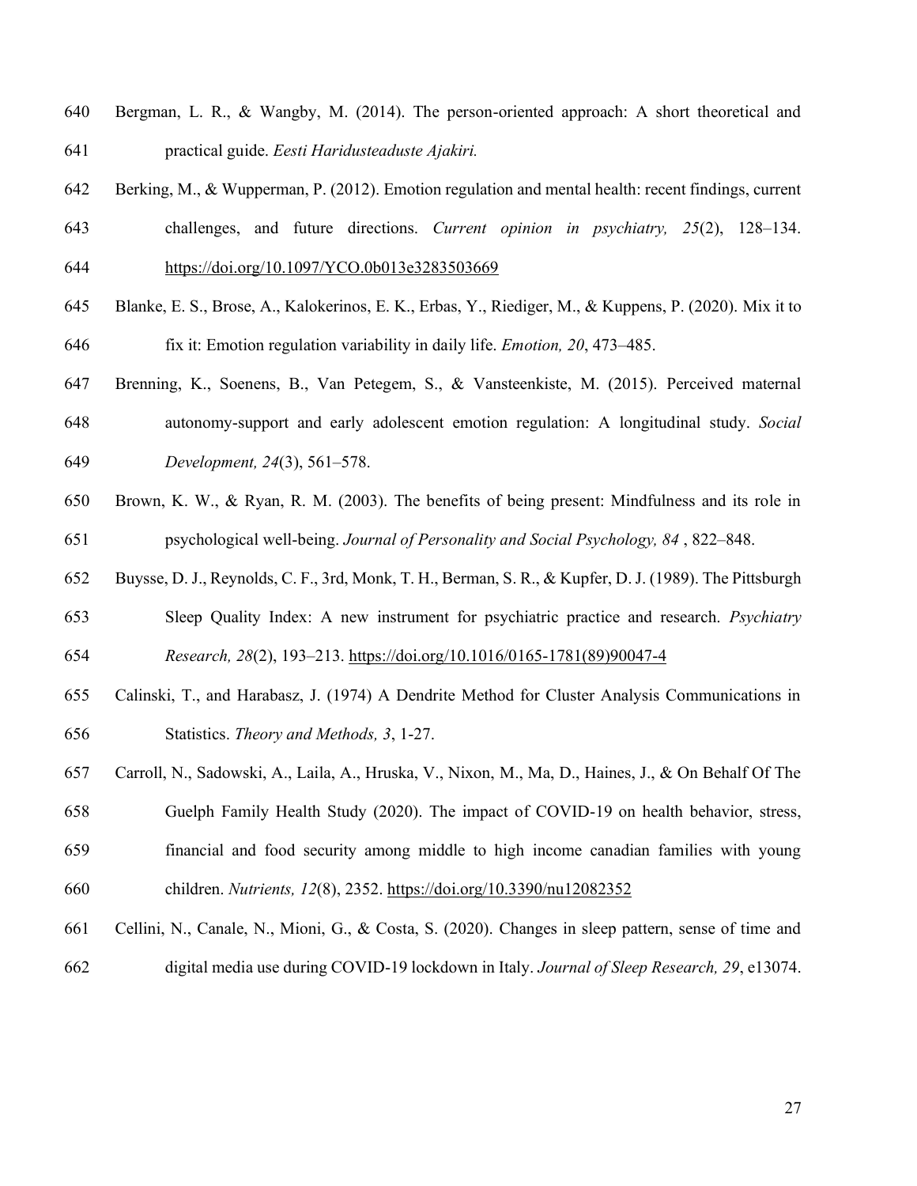Bergman, L. R., & Wangby, M. (2014). The person-oriented approach: A short theoretical and practical guide. *Eesti Haridusteaduste Ajakiri.*

Berking, M., & Wupperman, P. (2012). Emotion regulation and mental health: recent findings, current challenges, and future directions. *Current opinion in psychiatry, 25*(2), 128–134. https://doi.org/10.1097/YCO.0b013e3283503669

Blanke, E. S., Brose, A., Kalokerinos, E. K., Erbas, Y., Riediger, M., & Kuppens, P. (2020). Mix it to fix it: Emotion regulation variability in daily life. *Emotion, 20*, 473–485.

Brenning, K., Soenens, B., Van Petegem, S., & Vansteenkiste, M. (2015). Perceived maternal autonomy-support and early adolescent emotion regulation: A longitudinal study. *Social Development, 24*(3), 561–578.

Brown, K. W., & Ryan, R. M. (2003). The benefits of being present: Mindfulness and its role in psychological well-being. *Journal of Personality and Social Psychology, 84* , 822–848.

Buysse, D. J., Reynolds, C. F., 3rd, Monk, T. H., Berman, S. R., & Kupfer, D. J. (1989). The Pittsburgh Sleep Quality Index: A new instrument for psychiatric practice and research. *Psychiatry Research, 28*(2), 193–213. https://doi.org/10.1016/0165-1781(89)90047-4

Calinski, T., and Harabasz, J. (1974) A Dendrite Method for Cluster Analysis Communications in Statistics. *Theory and Methods, 3*, 1-27.

Carroll, N., Sadowski, A., Laila, A., Hruska, V., Nixon, M., Ma, D., Haines, J., & On Behalf Of The Guelph Family Health Study (2020). The impact of COVID-19 on health behavior, stress, financial and food security among middle to high income canadian families with young children. *Nutrients, 12*(8), 2352. https://doi.org/10.3390/nu12082352

Cellini, N., Canale, N., Mioni, G., & Costa, S. (2020). Changes in sleep pattern, sense of time and digital media use during COVID-19 lockdown in Italy. *Journal of Sleep Research, 29*, e13074.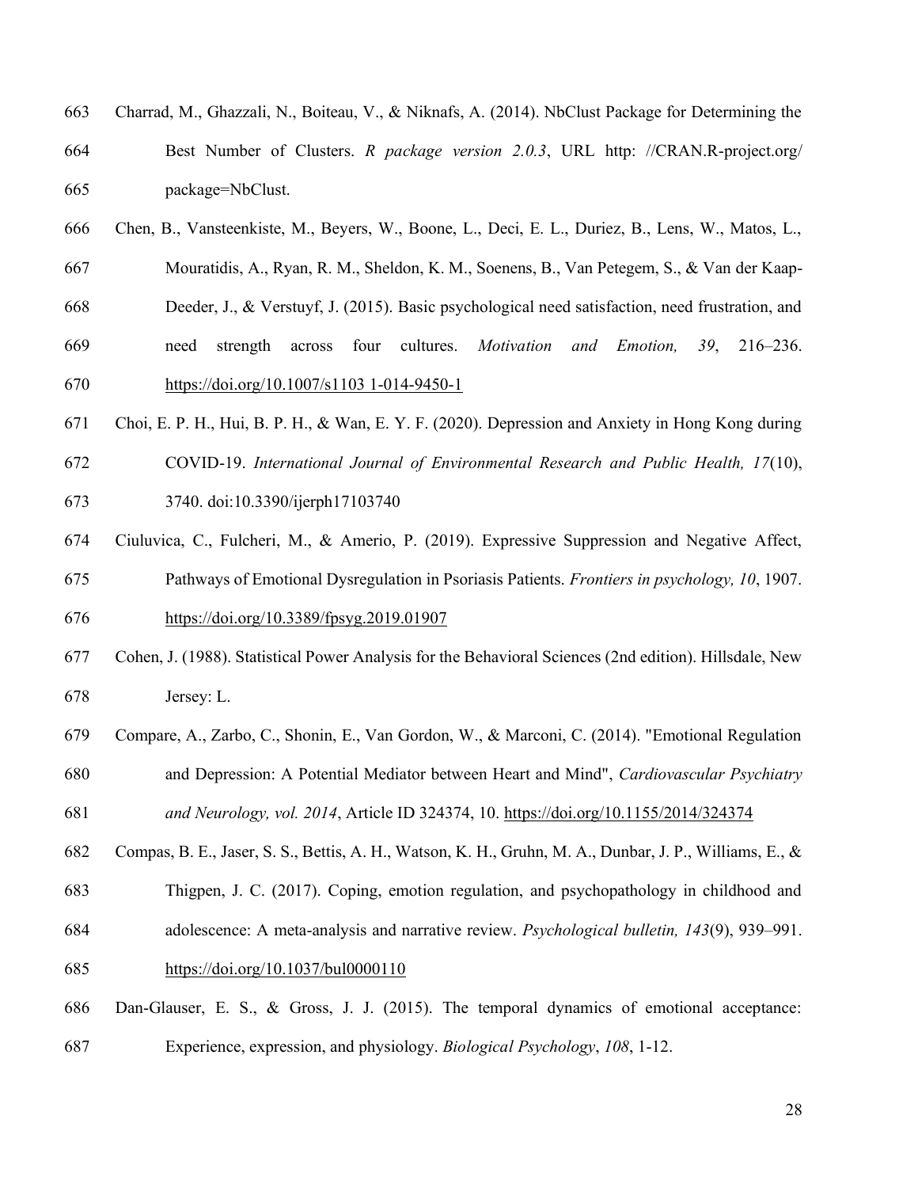Charrad, M., Ghazzali, N., Boiteau, V., & Niknafs, A. (2014). NbClust Package for Determining the Best Number of Clusters. *R package version 2.0.3*, URL http: //CRAN.R-project.org/ package=NbClust.

Chen, B., Vansteenkiste, M., Beyers, W., Boone, L., Deci, E. L., Duriez, B., Lens, W., Matos, L., Mouratidis, A., Ryan, R. M., Sheldon, K. M., Soenens, B., Van Petegem, S., & Van der Kaap-Deeder, J., & Verstuyf, J. (2015). Basic psychological need satisfaction, need frustration, and need strength across four cultures. *Motivation and Emotion, 39*, 216–236. https://doi.org/10.1007/s1103 1-014-9450-1

Choi, E. P. H., Hui, B. P. H., & Wan, E. Y. F. (2020). Depression and Anxiety in Hong Kong during COVID-19. *International Journal of Environmental Research and Public Health, 17*(10), 3740. doi:10.3390/ijerph17103740

Ciuluvica, C., Fulcheri, M., & Amerio, P. (2019). Expressive Suppression and Negative Affect, Pathways of Emotional Dysregulation in Psoriasis Patients. *Frontiers in psychology, 10*, 1907. https://doi.org/10.3389/fpsyg.2019.01907

Cohen, J. (1988). Statistical Power Analysis for the Behavioral Sciences (2nd edition). Hillsdale, New Jersey: L.

Compare, A., Zarbo, C., Shonin, E., Van Gordon, W., & Marconi, C. (2014). "Emotional Regulation and Depression: A Potential Mediator between Heart and Mind", *Cardiovascular Psychiatry and Neurology, vol. 2014*, Article ID 324374, 10. https://doi.org/10.1155/2014/324374

Compas, B. E., Jaser, S. S., Bettis, A. H., Watson, K. H., Gruhn, M. A., Dunbar, J. P., Williams, E., & Thigpen, J. C. (2017). Coping, emotion regulation, and psychopathology in childhood and adolescence: A meta-analysis and narrative review. *Psychological bulletin, 143*(9), 939–991. https://doi.org/10.1037/bul0000110

Dan-Glauser, E. S., & Gross, J. J. (2015). The temporal dynamics of emotional acceptance: Experience, expression, and physiology. *Biological Psychology*, *108*, 1-12.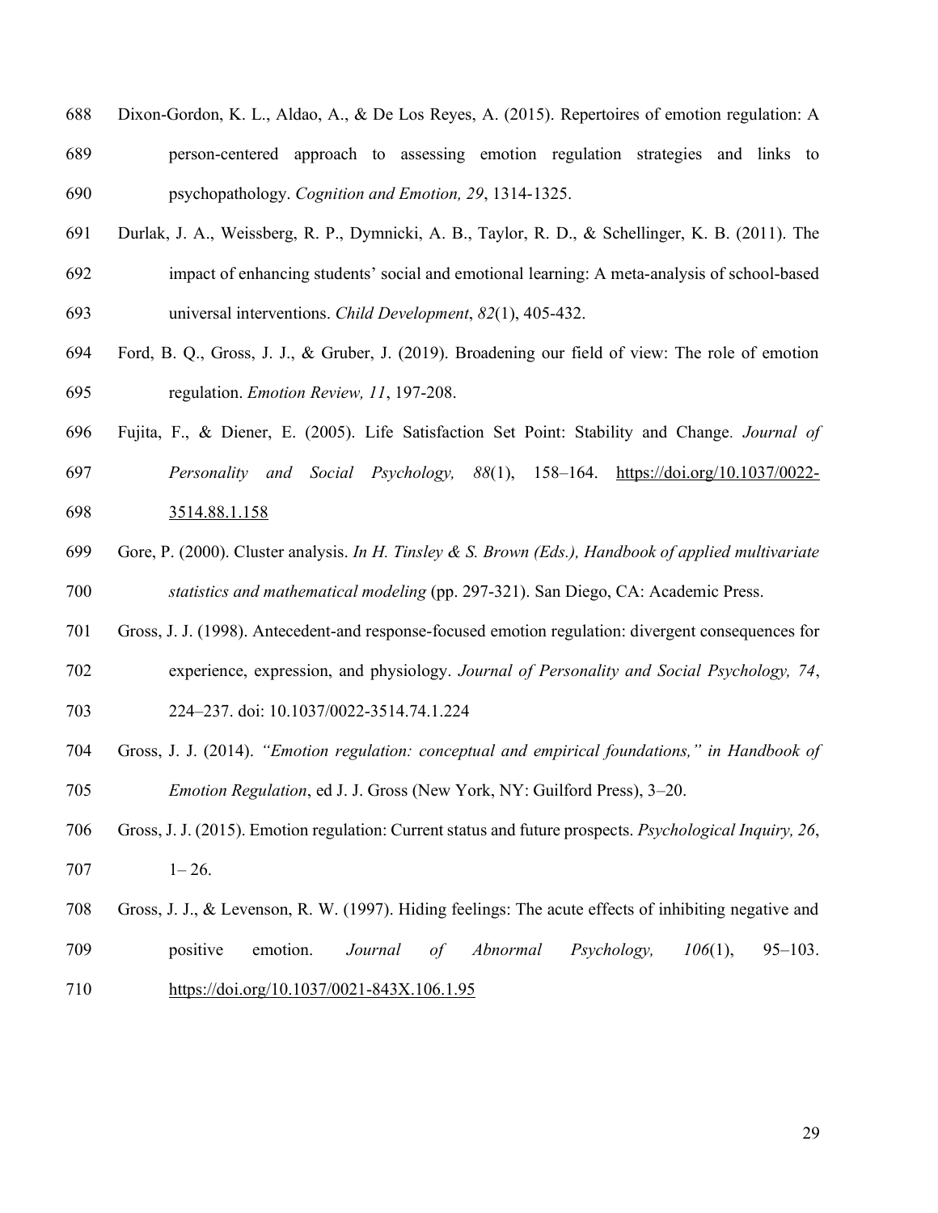Dixon-Gordon, K. L., Aldao, A., & De Los Reyes, A. (2015). Repertoires of emotion regulation: A person-centered approach to assessing emotion regulation strategies and links to psychopathology. *Cognition and Emotion, 29*, 1314-1325.

Durlak, J. A., Weissberg, R. P., Dymnicki, A. B., Taylor, R. D., & Schellinger, K. B. (2011). The impact of enhancing students' social and emotional learning: A meta-analysis of school-based universal interventions. *Child Development*, *82*(1), 405-432.

Ford, B. Q., Gross, J. J., & Gruber, J. (2019). Broadening our field of view: The role of emotion regulation. *Emotion Review, 11*, 197-208.

Fujita, F., & Diener, E. (2005). Life Satisfaction Set Point: Stability and Change. *Journal of Personality and Social Psychology, 88*(1), 158–164. https://doi.org/10.1037/0022-3514.88.1.158

Gore, P. (2000). Cluster analysis. *In H. Tinsley & S. Brown (Eds.), Handbook of applied multivariate statistics and mathematical modeling* (pp. 297-321). San Diego, CA: Academic Press.

Gross, J. J. (1998). Antecedent-and response-focused emotion regulation: divergent consequences for experience, expression, and physiology. *Journal of Personality and Social Psychology, 74*, 224–237. doi: 10.1037/0022-3514.74.1.224

Gross, J. J. (2014). *"Emotion regulation: conceptual and empirical foundations," in Handbook of Emotion Regulation*, ed J. J. Gross (New York, NY: Guilford Press), 3–20.

Gross, J. J. (2015). Emotion regulation: Current status and future prospects. *Psychological Inquiry, 26*, 1– 26.

Gross, J. J., & Levenson, R. W. (1997). Hiding feelings: The acute effects of inhibiting negative and positive emotion. *Journal of Abnormal Psychology, 106*(1), 95–103. https://doi.org/10.1037/0021-843X.106.1.95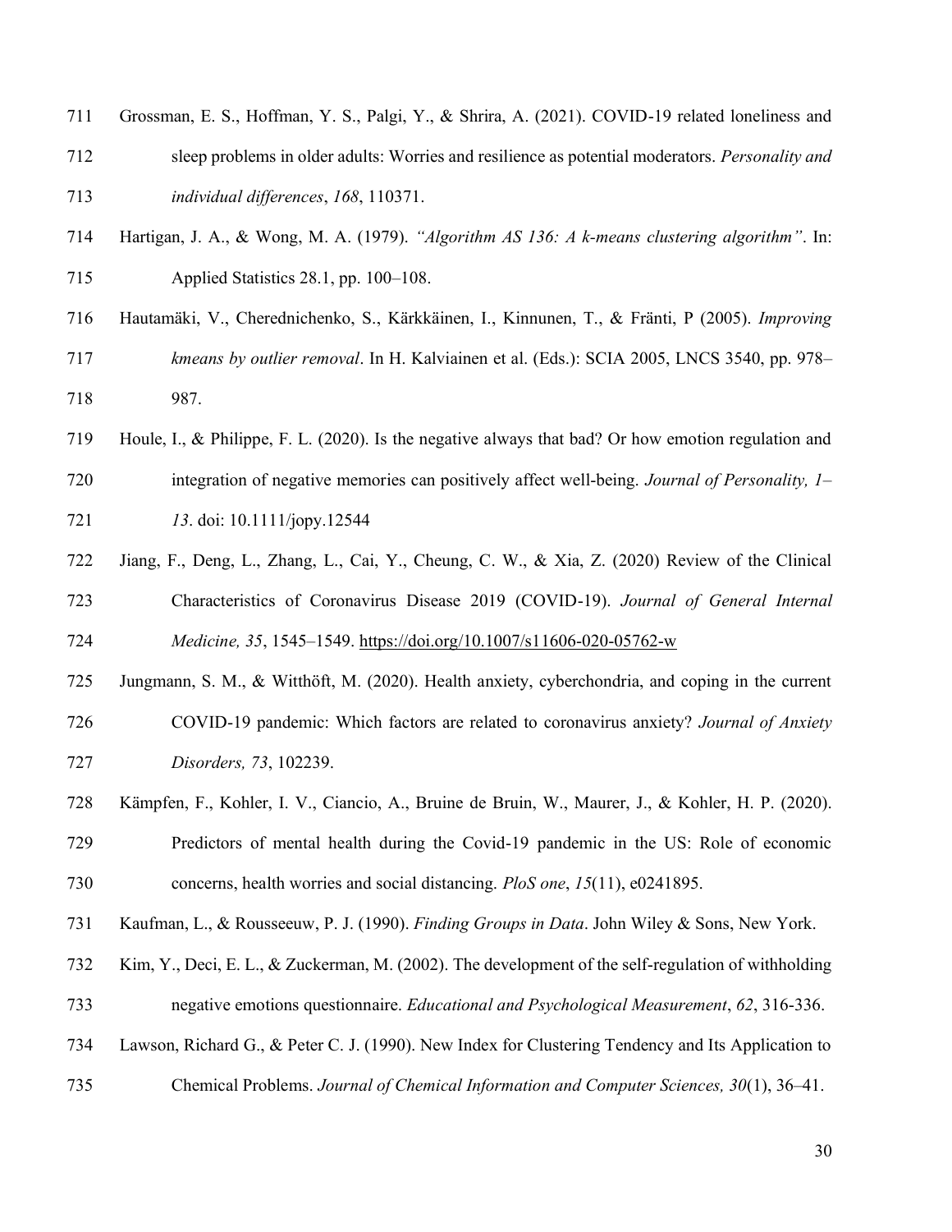Grossman, E. S., Hoffman, Y. S., Palgi, Y., & Shrira, A. (2021). COVID-19 related loneliness and sleep problems in older adults: Worries and resilience as potential moderators. *Personality and individual differences*, *168*, 110371.

Hartigan, J. A., & Wong, M. A. (1979). *"Algorithm AS 136: A k-means clustering algorithm"*. In: Applied Statistics 28.1, pp. 100–108.

Hautamäki, V., Cherednichenko, S., Kärkkäinen, I., Kinnunen, T., & Fränti, P (2005). *Improving kmeans by outlier removal*. In H. Kalviainen et al. (Eds.): SCIA 2005, LNCS 3540, pp. 978–987.

Houle, I., & Philippe, F. L. (2020). Is the negative always that bad? Or how emotion regulation and integration of negative memories can positively affect well-being. *Journal of Personality, 1–13*. doi: 10.1111/jopy.12544

Jiang, F., Deng, L., Zhang, L., Cai, Y., Cheung, C. W., & Xia, Z. (2020) Review of the Clinical Characteristics of Coronavirus Disease 2019 (COVID-19). *Journal of General Internal Medicine, 35*, 1545–1549. https://doi.org/10.1007/s11606-020-05762-w

Jungmann, S. M., & Witthöft, M. (2020). Health anxiety, cyberchondria, and coping in the current COVID-19 pandemic: Which factors are related to coronavirus anxiety? *Journal of Anxiety Disorders, 73*, 102239.

Kämpfen, F., Kohler, I. V., Ciancio, A., Bruine de Bruin, W., Maurer, J., & Kohler, H. P. (2020). Predictors of mental health during the Covid-19 pandemic in the US: Role of economic concerns, health worries and social distancing. *PloS one*, *15*(11), e0241895.

Kaufman, L., & Rousseeuw, P. J. (1990). *Finding Groups in Data*. John Wiley & Sons, New York.

Kim, Y., Deci, E. L., & Zuckerman, M. (2002). The development of the self-regulation of withholding negative emotions questionnaire. *Educational and Psychological Measurement*, *62*, 316-336.

Lawson, Richard G., & Peter C. J. (1990). New Index for Clustering Tendency and Its Application to Chemical Problems. *Journal of Chemical Information and Computer Sciences, 30*(1), 36–41.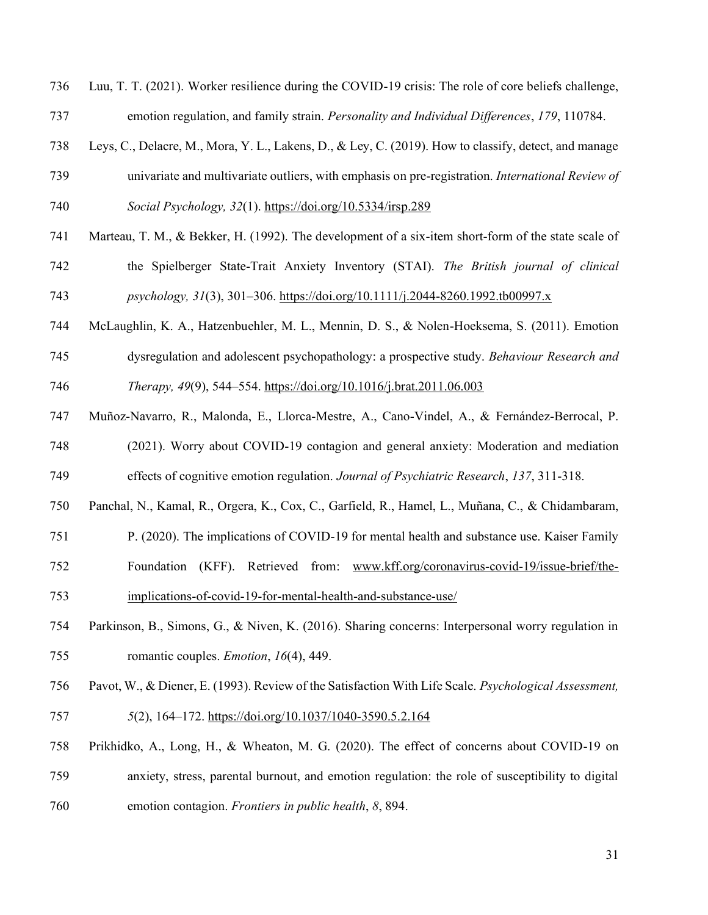Luu, T. T. (2021). Worker resilience during the COVID-19 crisis: The role of core beliefs challenge, emotion regulation, and family strain. *Personality and Individual Differences*, *179*, 110784.

Leys, C., Delacre, M., Mora, Y. L., Lakens, D., & Ley, C. (2019). How to classify, detect, and manage univariate and multivariate outliers, with emphasis on pre-registration. *International Review of Social Psychology, 32*(1). https://doi.org/10.5334/irsp.289

Marteau, T. M., & Bekker, H. (1992). The development of a six-item short-form of the state scale of the Spielberger State-Trait Anxiety Inventory (STAI). *The British journal of clinical psychology, 31*(3), 301–306. https://doi.org/10.1111/j.2044-8260.1992.tb00997.x

McLaughlin, K. A., Hatzenbuehler, M. L., Mennin, D. S., & Nolen-Hoeksema, S. (2011). Emotion dysregulation and adolescent psychopathology: a prospective study. *Behaviour Research and Therapy, 49*(9), 544–554. https://doi.org/10.1016/j.brat.2011.06.003

Muñoz-Navarro, R., Malonda, E., Llorca-Mestre, A., Cano-Vindel, A., & Fernández-Berrocal, P. (2021). Worry about COVID-19 contagion and general anxiety: Moderation and mediation effects of cognitive emotion regulation. *Journal of Psychiatric Research*, *137*, 311-318.

Panchal, N., Kamal, R., Orgera, K., Cox, C., Garfield, R., Hamel, L., Muñana, C., & Chidambaram, P. (2020). The implications of COVID-19 for mental health and substance use. Kaiser Family Foundation (KFF). Retrieved from: www.kff.org/coronavirus-covid-19/issue-brief/the-implications-of-covid-19-for-mental-health-and-substance-use/

Parkinson, B., Simons, G., & Niven, K. (2016). Sharing concerns: Interpersonal worry regulation in romantic couples. *Emotion*, *16*(4), 449.

Pavot, W., & Diener, E. (1993). Review of the Satisfaction With Life Scale. *Psychological Assessment, 5*(2), 164–172. https://doi.org/10.1037/1040-3590.5.2.164

Prikhidko, A., Long, H., & Wheaton, M. G. (2020). The effect of concerns about COVID-19 on anxiety, stress, parental burnout, and emotion regulation: the role of susceptibility to digital emotion contagion. *Frontiers in public health*, *8*, 894.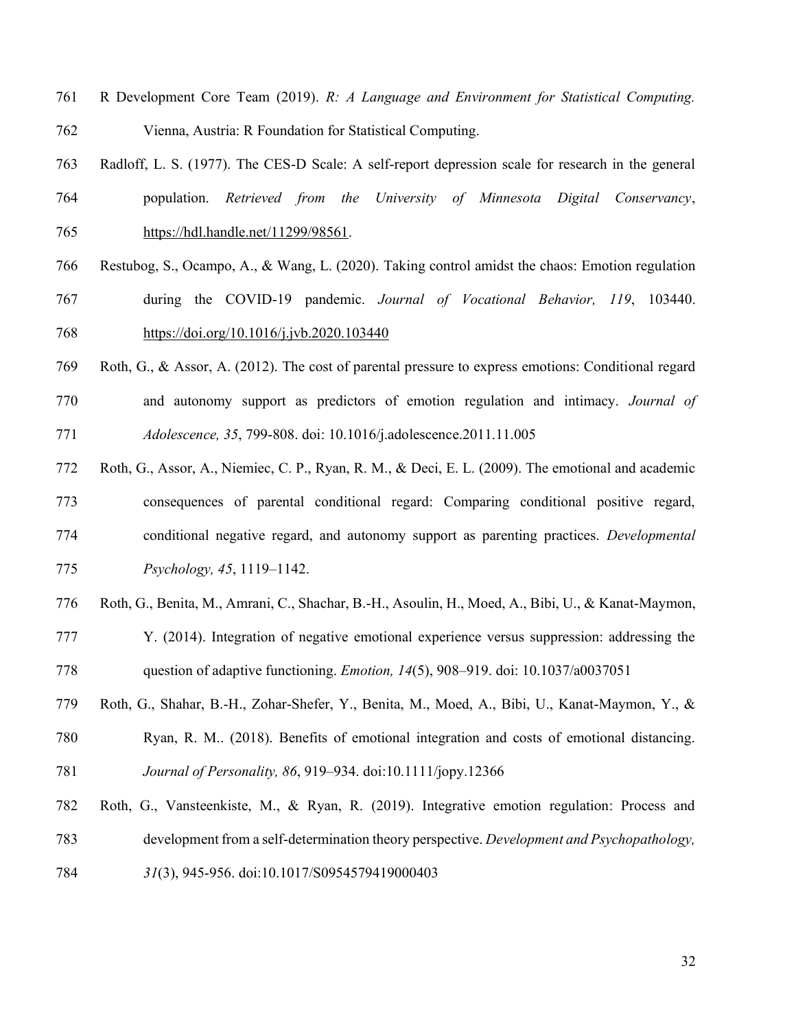R Development Core Team (2019). *R: A Language and Environment for Statistical Computing.* Vienna, Austria: R Foundation for Statistical Computing.

Radloff, L. S. (1977). The CES-D Scale: A self-report depression scale for research in the general population. *Retrieved from the University of Minnesota Digital Conservancy*, https://hdl.handle.net/11299/98561.

Restubog, S., Ocampo, A., & Wang, L. (2020). Taking control amidst the chaos: Emotion regulation during the COVID-19 pandemic. *Journal of Vocational Behavior, 119*, 103440. https://doi.org/10.1016/j.jvb.2020.103440

Roth, G., & Assor, A. (2012). The cost of parental pressure to express emotions: Conditional regard and autonomy support as predictors of emotion regulation and intimacy. *Journal of Adolescence, 35*, 799-808. doi: 10.1016/j.adolescence.2011.11.005

Roth, G., Assor, A., Niemiec, C. P., Ryan, R. M., & Deci, E. L. (2009). The emotional and academic consequences of parental conditional regard: Comparing conditional positive regard, conditional negative regard, and autonomy support as parenting practices. *Developmental Psychology, 45*, 1119–1142.

Roth, G., Benita, M., Amrani, C., Shachar, B.-H., Asoulin, H., Moed, A., Bibi, U., & Kanat-Maymon, Y. (2014). Integration of negative emotional experience versus suppression: addressing the question of adaptive functioning. *Emotion, 14*(5), 908–919. doi: 10.1037/a0037051

Roth, G., Shahar, B.-H., Zohar-Shefer, Y., Benita, M., Moed, A., Bibi, U., Kanat-Maymon, Y., & Ryan, R. M.. (2018). Benefits of emotional integration and costs of emotional distancing. *Journal of Personality, 86*, 919–934. doi:10.1111/jopy.12366

Roth, G., Vansteenkiste, M., & Ryan, R. (2019). Integrative emotion regulation: Process and development from a self-determination theory perspective. *Development and Psychopathology, 31*(3), 945-956. doi:10.1017/S0954579419000403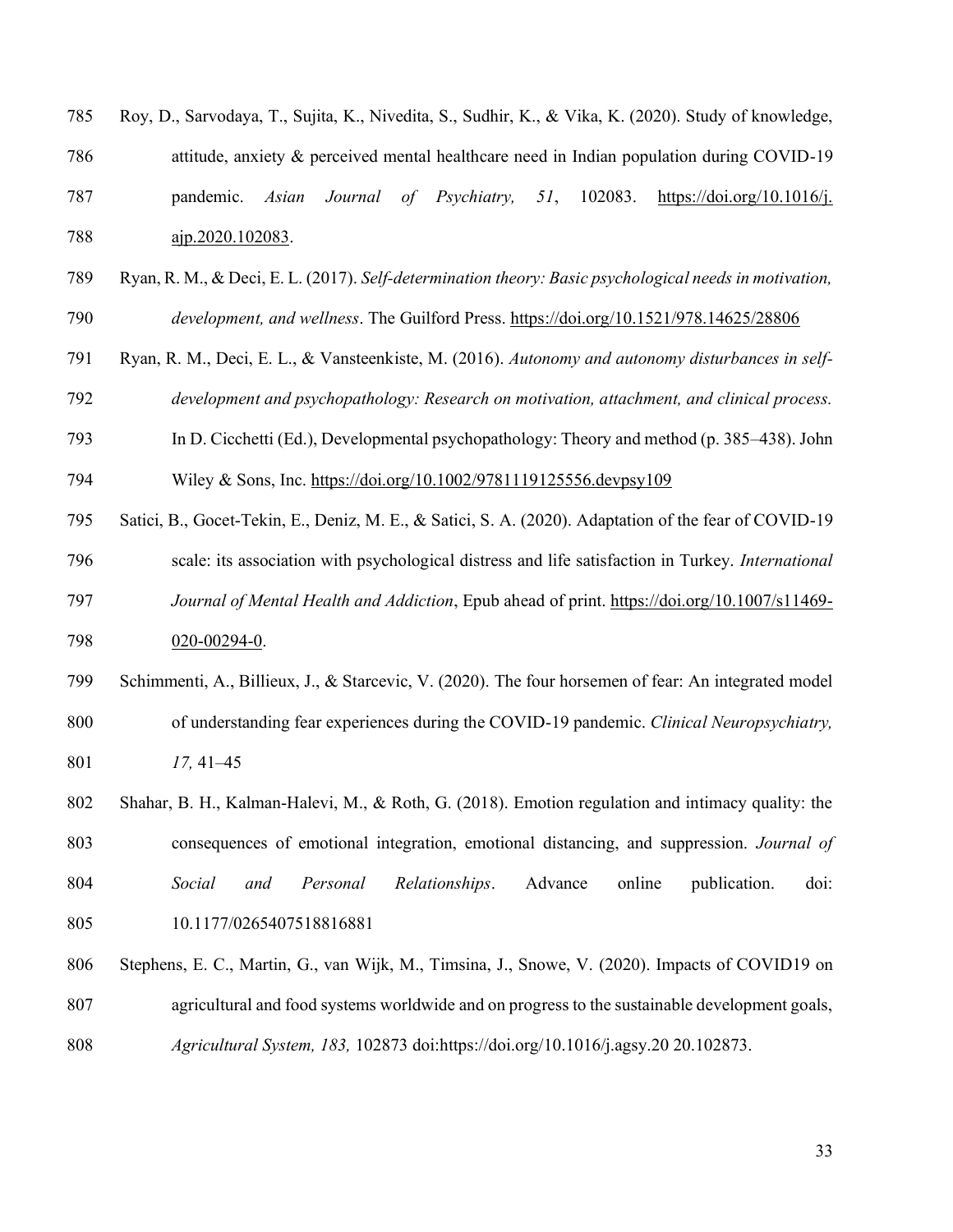Roy, D., Sarvodaya, T., Sujita, K., Nivedita, S., Sudhir, K., & Vika, K. (2020). Study of knowledge, attitude, anxiety & perceived mental healthcare need in Indian population during COVID-19 pandemic. *Asian Journal of Psychiatry, 51*, 102083. https://doi.org/10.1016/j.ajp.2020.102083.

Ryan, R. M., & Deci, E. L. (2017). *Self-determination theory: Basic psychological needs in motivation, development, and wellness*. The Guilford Press. https://doi.org/10.1521/978.14625/28806

Ryan, R. M., Deci, E. L., & Vansteenkiste, M. (2016). *Autonomy and autonomy disturbances in self-development and psychopathology: Research on motivation, attachment, and clinical process.* In D. Cicchetti (Ed.), Developmental psychopathology: Theory and method (p. 385–438). John Wiley & Sons, Inc. https://doi.org/10.1002/9781119125556.devpsy109

Satici, B., Gocet-Tekin, E., Deniz, M. E., & Satici, S. A. (2020). Adaptation of the fear of COVID-19 scale: its association with psychological distress and life satisfaction in Turkey. *International Journal of Mental Health and Addiction*, Epub ahead of print. https://doi.org/10.1007/s11469-020-00294-0.

Schimmenti, A., Billieux, J., & Starcevic, V. (2020). The four horsemen of fear: An integrated model of understanding fear experiences during the COVID-19 pandemic. *Clinical Neuropsychiatry, 17,* 41–45

Shahar, B. H., Kalman-Halevi, M., & Roth, G. (2018). Emotion regulation and intimacy quality: the consequences of emotional integration, emotional distancing, and suppression. *Journal of Social and Personal Relationships*. Advance online publication. doi: 10.1177/0265407518816881

Stephens, E. C., Martin, G., van Wijk, M., Timsina, J., Snowe, V. (2020). Impacts of COVID19 on agricultural and food systems worldwide and on progress to the sustainable development goals, *Agricultural System, 183,* 102873 doi:https://doi.org/10.1016/j.agsy.20 20.102873.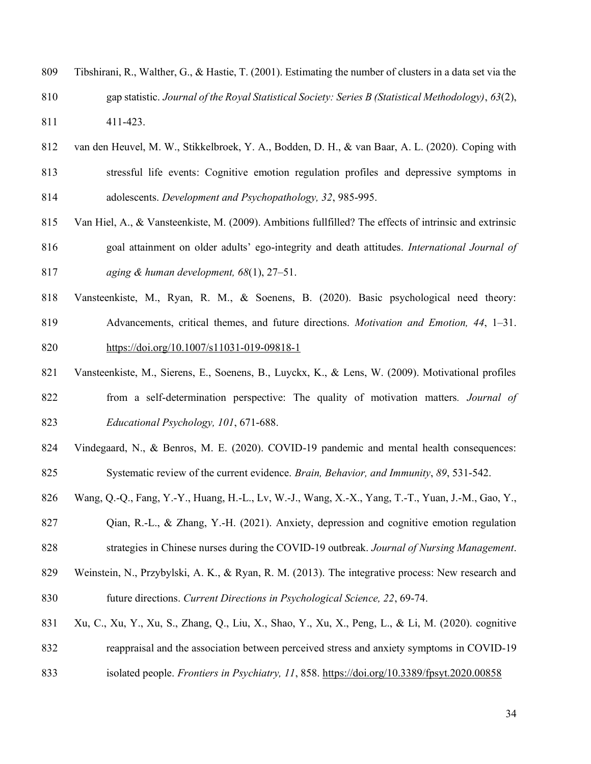Tibshirani, R., Walther, G., & Hastie, T. (2001). Estimating the number of clusters in a data set via the gap statistic. *Journal of the Royal Statistical Society: Series B (Statistical Methodology)*, *63*(2), 411-423.

van den Heuvel, M. W., Stikkelbroek, Y. A., Bodden, D. H., & van Baar, A. L. (2020). Coping with stressful life events: Cognitive emotion regulation profiles and depressive symptoms in adolescents. *Development and Psychopathology, 32*, 985-995.

Van Hiel, A., & Vansteenkiste, M. (2009). Ambitions fullfilled? The effects of intrinsic and extrinsic goal attainment on older adults' ego-integrity and death attitudes. *International Journal of aging & human development, 68*(1), 27–51.

Vansteenkiste, M., Ryan, R. M., & Soenens, B. (2020). Basic psychological need theory: Advancements, critical themes, and future directions. *Motivation and Emotion, 44*, 1–31. https://doi.org/10.1007/s11031-019-09818-1

Vansteenkiste, M., Sierens, E., Soenens, B., Luyckx, K., & Lens, W. (2009). Motivational profiles from a self-determination perspective: The quality of motivation matters. *Journal of Educational Psychology, 101*, 671-688.

Vindegaard, N., & Benros, M. E. (2020). COVID-19 pandemic and mental health consequences: Systematic review of the current evidence. *Brain, Behavior, and Immunity*, *89*, 531-542.

Wang, Q.-Q., Fang, Y.-Y., Huang, H.-L., Lv, W.-J., Wang, X.-X., Yang, T.-T., Yuan, J.-M., Gao, Y., Qian, R.-L., & Zhang, Y.-H. (2021). Anxiety, depression and cognitive emotion regulation strategies in Chinese nurses during the COVID-19 outbreak. *Journal of Nursing Management*.

Weinstein, N., Przybylski, A. K., & Ryan, R. M. (2013). The integrative process: New research and future directions. *Current Directions in Psychological Science, 22*, 69-74.

Xu, C., Xu, Y., Xu, S., Zhang, Q., Liu, X., Shao, Y., Xu, X., Peng, L., & Li, M. (2020). cognitive reappraisal and the association between perceived stress and anxiety symptoms in COVID-19 isolated people. *Frontiers in Psychiatry, 11*, 858. https://doi.org/10.3389/fpsyt.2020.00858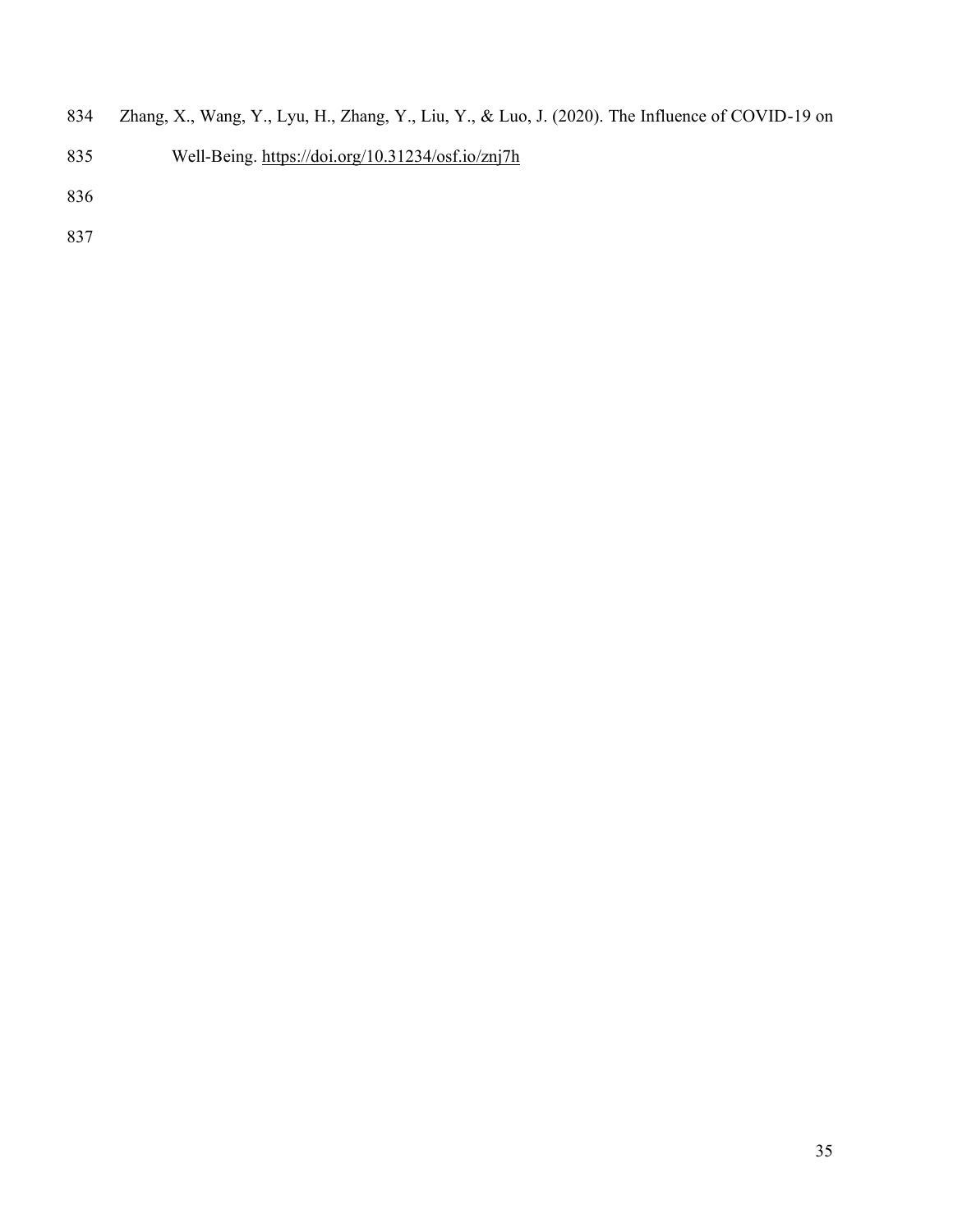Zhang, X., Wang, Y., Lyu, H., Zhang, Y., Liu, Y., & Luo, J. (2020). The Influence of COVID-19 on Well-Being. https://doi.org/10.31234/osf.io/znj7h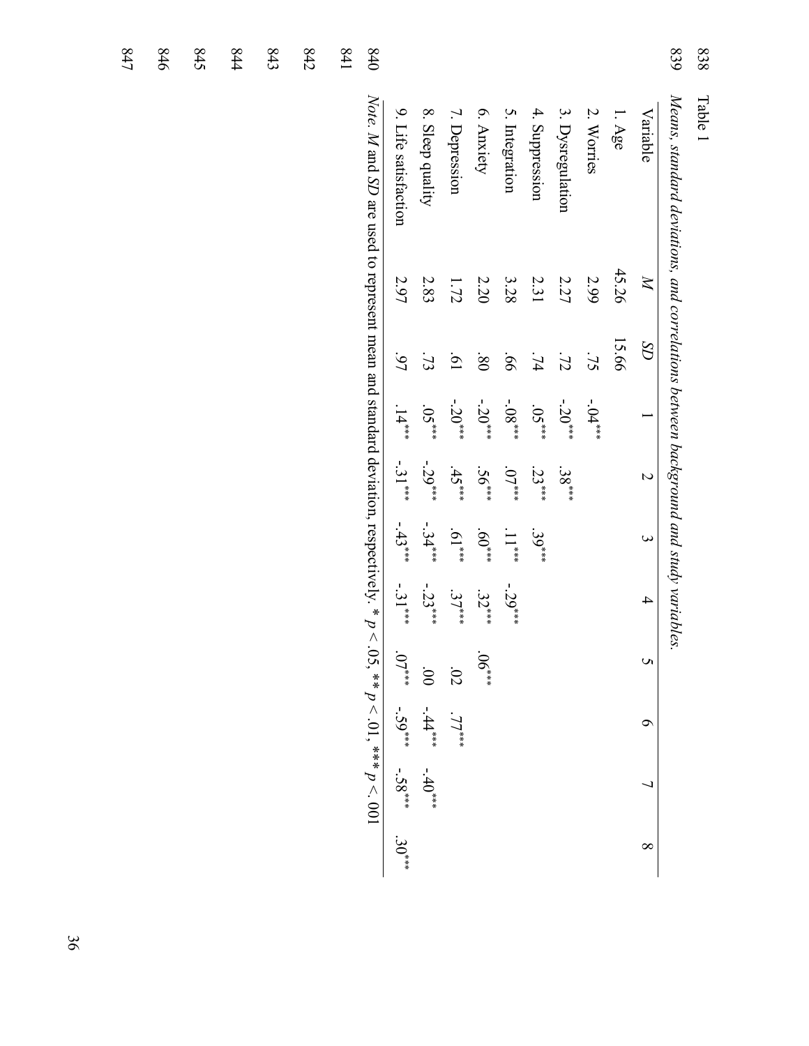Table 1

*Means, standard deviations, and correlations between background and study variables.*

| Variable | *M* | *SD* | 1 | 2 | 3 | 4 | 5 | 6 | 7 | 8 |
|---|---|---|---|---|---|---|---|---|---|---|
| 1. Age | 45.26 | 15.66 | | | | | | | | |
| 2. Worries | 2.99 | .75 | -.04** | | | | | | | |
| 3. Dysregulation | 2.27 | .72 | -.20*** | .38*** | | | | | | |
| 4. Suppression | 2.31 | .74 | .05*** | .23*** | .39*** | | | | | |
| 5. Integration | 3.28 | .66 | -.08*** | .07*** | .11*** | -.29*** | | | | |
| 6. Anxiety | 2.20 | .80 | -.20*** | .56*** | .60*** | .32*** | .06*** | | | |
| 7. Depression | 1.72 | .61 | -.20*** | .45*** | .61*** | .37*** | .02 | .77*** | | |
| 8. Sleep quality | 2.83 | .73 | .05*** | -.29*** | -.34*** | -.23*** | .00 | -.44*** | -.40*** | |
| 9. Life satisfaction | 2.97 | .97 | .14*** | -.31*** | -.43*** | -.31*** | .07*** | -.59*** | -.58*** | .30*** |

*Note. M* and *SD* are used to represent mean and standard deviation, respectively. * $p < .05$, ** $p < .01$, *** $p < .001$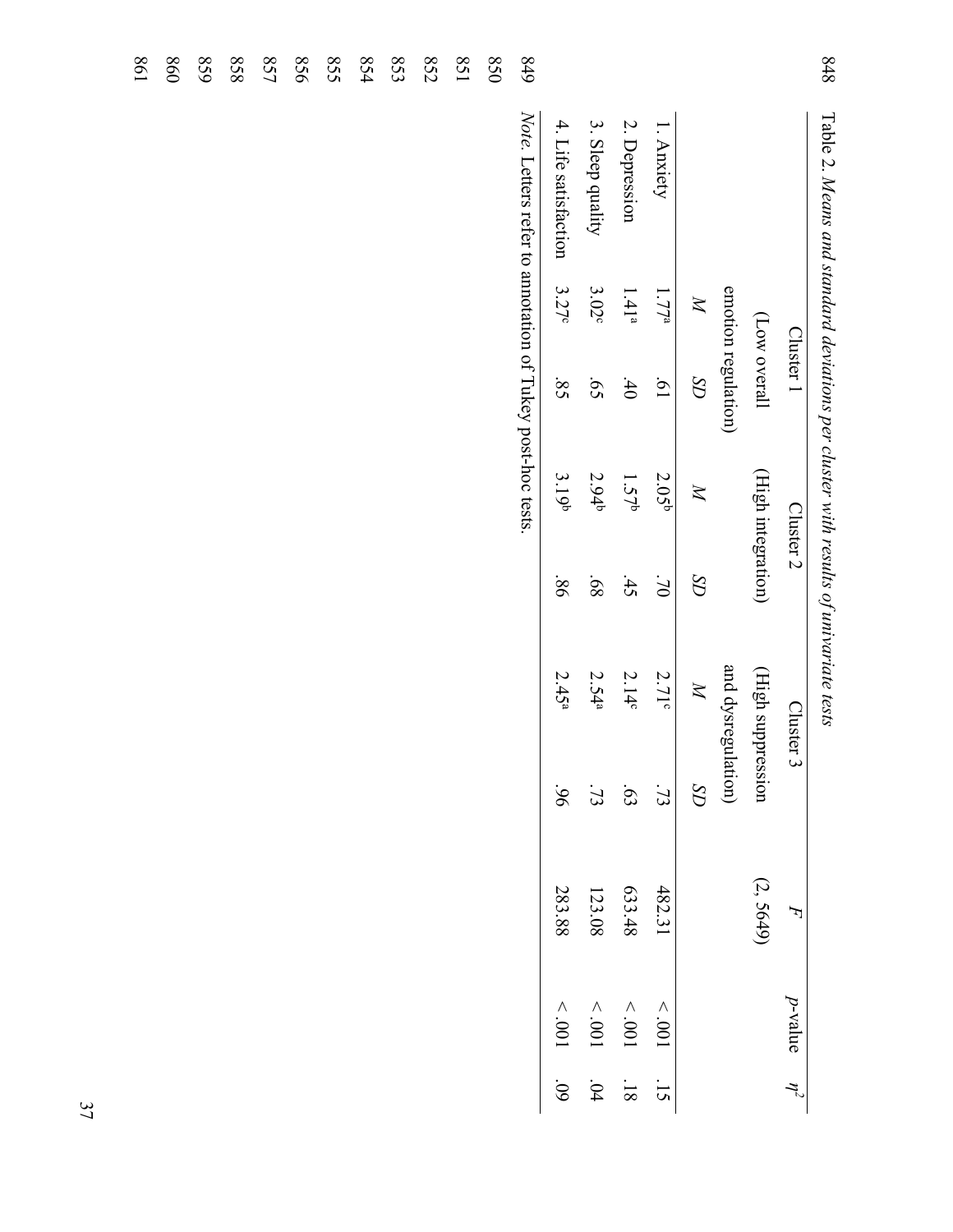Table 2. *Means and standard deviations per cluster with results of univariate tests*

| | Cluster 1 (Low overall emotion regulation) | | Cluster 2 (High integration) | | Cluster 3 (High suppression and dysregulation) | | $F$ (2, 5649) | $p$-value | $\eta^2$ |
|---|---|---|---|---|---|---|---|---|---|
| | $M$ | $SD$ | $M$ | $SD$ | $M$ | $SD$ | | | |
| 1. Anxiety | 1.77[a] | .61 | 2.05[b] | .70 | 2.71[c] | .73 | 482.31 | < .001 | .15 |
| 2. Depression | 1.41[a] | .40 | 1.57[b] | .45 | 2.14[c] | .63 | 633.48 | < .001 | .18 |
| 3. Sleep quality | 3.02[c] | .65 | 2.94[b] | .68 | 2.54[a] | .73 | 123.08 | < .001 | .04 |
| 4. Life satisfaction | 3.27[c] | .85 | 3.19[b] | .86 | 2.45[a] | .96 | 283.88 | < .001 | .09 |

*Note.* Letters refer to annotation of Tukey post-hoc tests.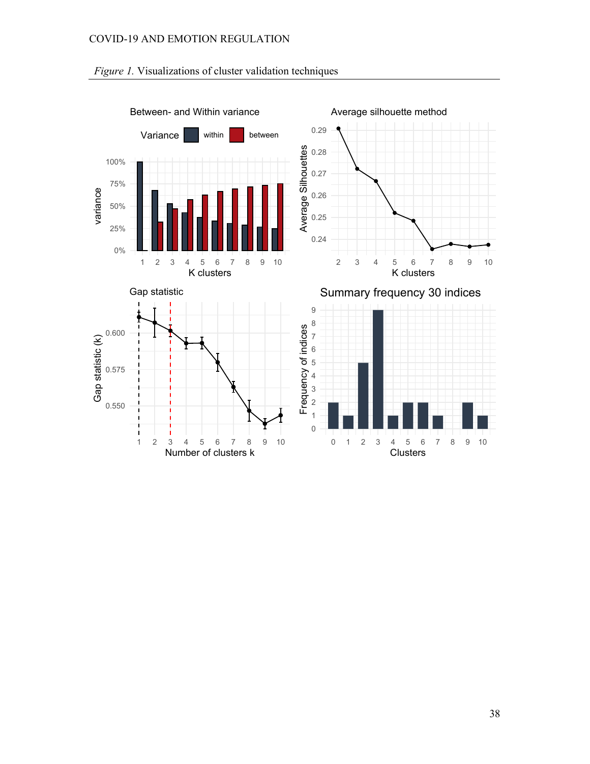*Figure 1.* Visualizations of cluster validation techniques

Between- and Within variance

Variance within between

Average silhouette method

Gap statistic

Summary frequency 30 indices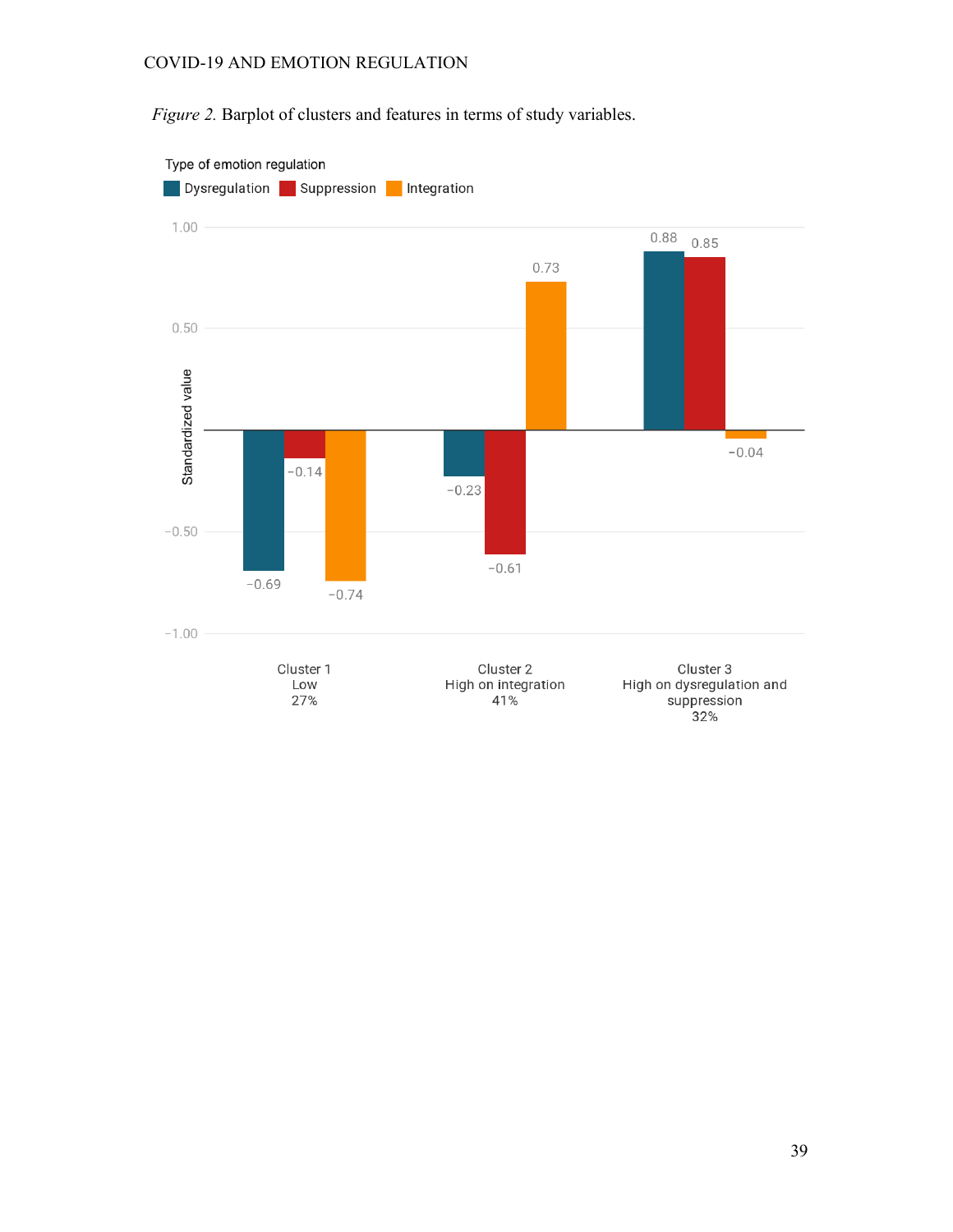*Figure 2.* Barplot of clusters and features in terms of study variables.

Type of emotion regulation

Dysregulation Suppression Integration

1.00

0.50

−0.50

−1.00

Standardized value

0.88 0.85

0.73

−0.14

−0.69

−0.74

−0.23

−0.61

−0.04

Cluster 1
Low
27%

Cluster 2
High on integration
41%

Cluster 3
High on dysregulation and suppression
32%